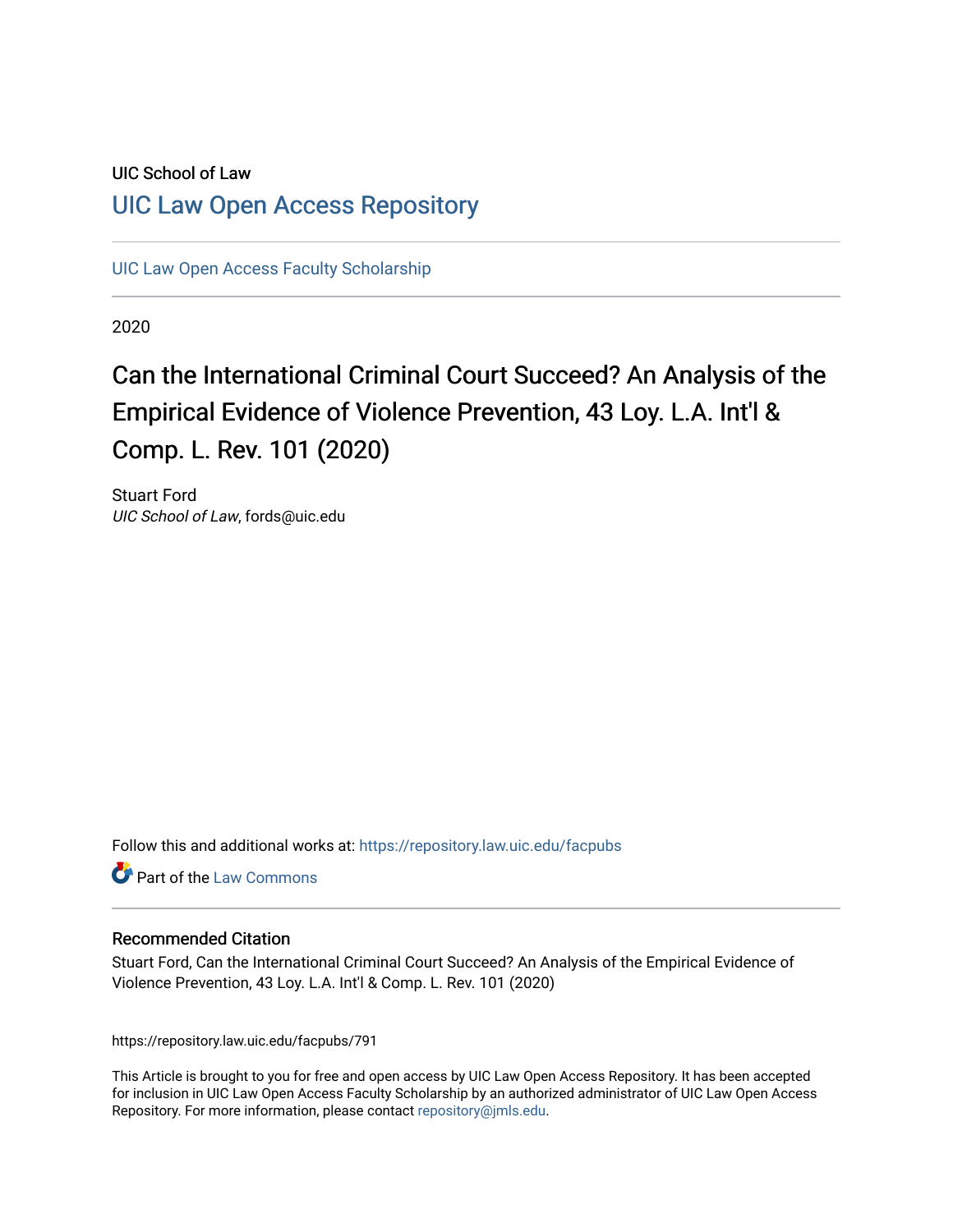UIC School of Law

## UIC Law Open Access Repository

UIC Law Open Access Faculty Scholarship

2020

# Can the International Criminal Court Succeed? An Analysis of the Empirical Evidence of Violence Prevention, 43 Loy. L.A. Int'l & Comp. L. Rev. 101 (2020)

Stuart Ford
*UIC School of Law*, fords@uic.edu

Follow this and additional works at: https://repository.law.uic.edu/facpubs

Part of the Law Commons

### Recommended Citation

Stuart Ford, Can the International Criminal Court Succeed? An Analysis of the Empirical Evidence of Violence Prevention, 43 Loy. L.A. Int'l & Comp. L. Rev. 101 (2020)

https://repository.law.uic.edu/facpubs/791

This Article is brought to you for free and open access by UIC Law Open Access Repository. It has been accepted for inclusion in UIC Law Open Access Faculty Scholarship by an authorized administrator of UIC Law Open Access Repository. For more information, please contact repository@jmls.edu.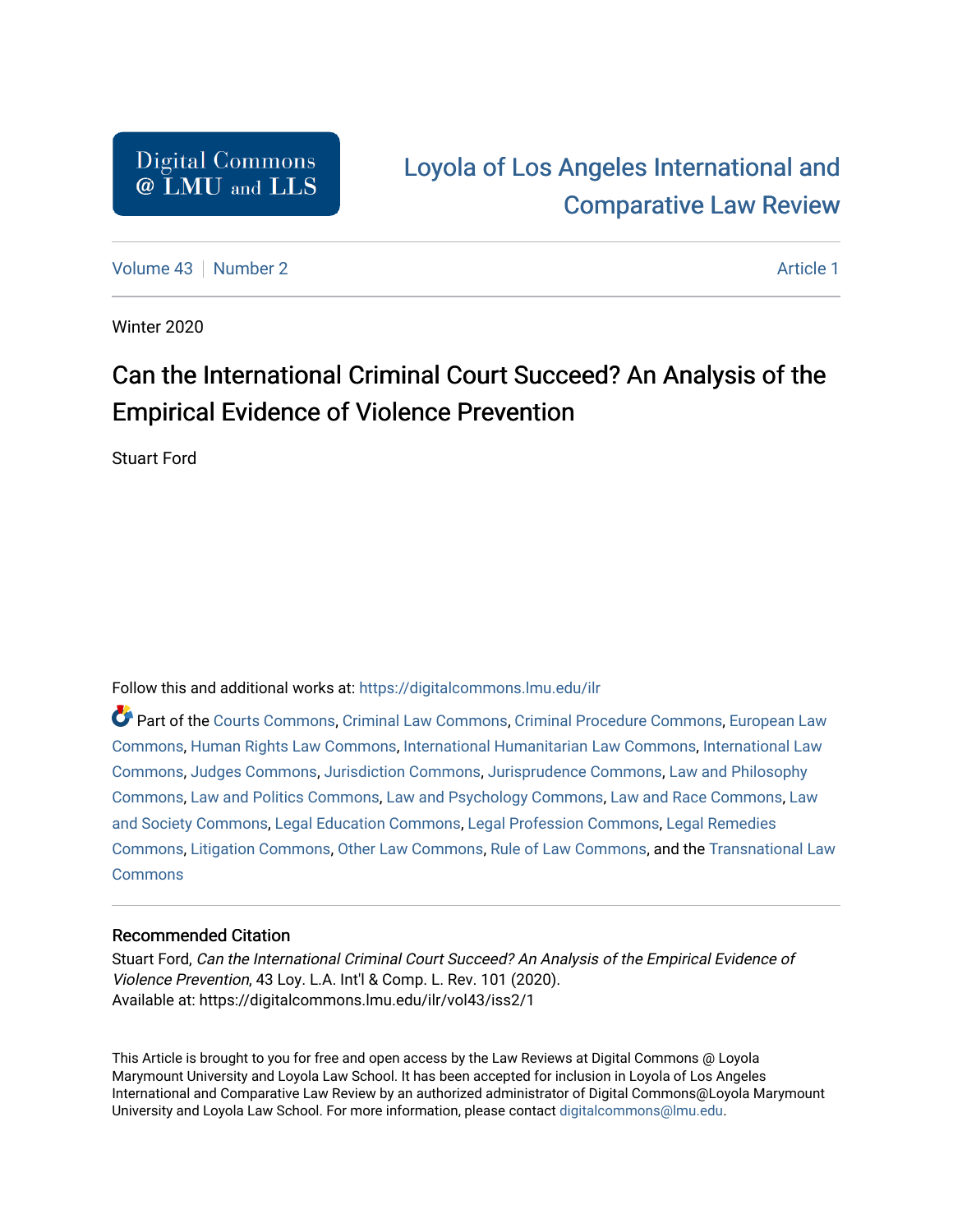Digital Commons @ LMU and LLS

Loyola of Los Angeles International and Comparative Law Review

Volume 43 | Number 2

Article 1

Winter 2020

# Can the International Criminal Court Succeed? An Analysis of the Empirical Evidence of Violence Prevention

Stuart Ford

Follow this and additional works at: https://digitalcommons.lmu.edu/ilr

Part of the Courts Commons, Criminal Law Commons, Criminal Procedure Commons, European Law Commons, Human Rights Law Commons, International Humanitarian Law Commons, International Law Commons, Judges Commons, Jurisdiction Commons, Jurisprudence Commons, Law and Philosophy Commons, Law and Politics Commons, Law and Psychology Commons, Law and Race Commons, Law and Society Commons, Legal Education Commons, Legal Profession Commons, Legal Remedies Commons, Litigation Commons, Other Law Commons, Rule of Law Commons, and the Transnational Law Commons

### Recommended Citation

Stuart Ford, *Can the International Criminal Court Succeed? An Analysis of the Empirical Evidence of Violence Prevention*, 43 Loy. L.A. Int'l & Comp. L. Rev. 101 (2020).
Available at: https://digitalcommons.lmu.edu/ilr/vol43/iss2/1

This Article is brought to you for free and open access by the Law Reviews at Digital Commons @ Loyola Marymount University and Loyola Law School. It has been accepted for inclusion in Loyola of Los Angeles International and Comparative Law Review by an authorized administrator of Digital Commons@Loyola Marymount University and Loyola Law School. For more information, please contact digitalcommons@lmu.edu.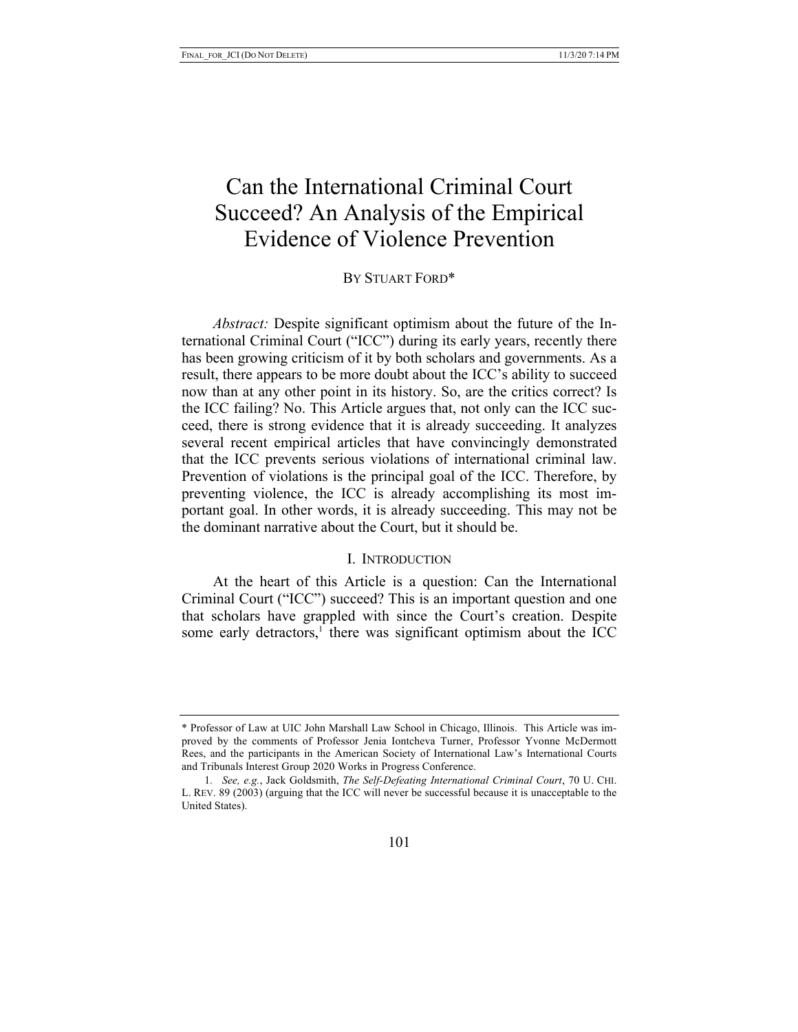# Can the International Criminal Court Succeed? An Analysis of the Empirical Evidence of Violence Prevention

BY STUART FORD*

*Abstract:* Despite significant optimism about the future of the International Criminal Court ("ICC") during its early years, recently there has been growing criticism of it by both scholars and governments. As a result, there appears to be more doubt about the ICC's ability to succeed now than at any other point in its history. So, are the critics correct? Is the ICC failing? No. This Article argues that, not only can the ICC succeed, there is strong evidence that it is already succeeding. It analyzes several recent empirical articles that have convincingly demonstrated that the ICC prevents serious violations of international criminal law. Prevention of violations is the principal goal of the ICC. Therefore, by preventing violence, the ICC is already accomplishing its most important goal. In other words, it is already succeeding. This may not be the dominant narrative about the Court, but it should be.

## I. INTRODUCTION

At the heart of this Article is a question: Can the International Criminal Court ("ICC") succeed? This is an important question and one that scholars have grappled with since the Court's creation. Despite some early detractors,[1] there was significant optimism about the ICC

---

\* Professor of Law at UIC John Marshall Law School in Chicago, Illinois. This Article was improved by the comments of Professor Jenia Iontcheva Turner, Professor Yvonne McDermott Rees, and the participants in the American Society of International Law's International Courts and Tribunals Interest Group 2020 Works in Progress Conference.

1. *See, e.g.*, Jack Goldsmith, *The Self-Defeating International Criminal Court*, 70 U. CHI. L. REV. 89 (2003) (arguing that the ICC will never be successful because it is unacceptable to the United States).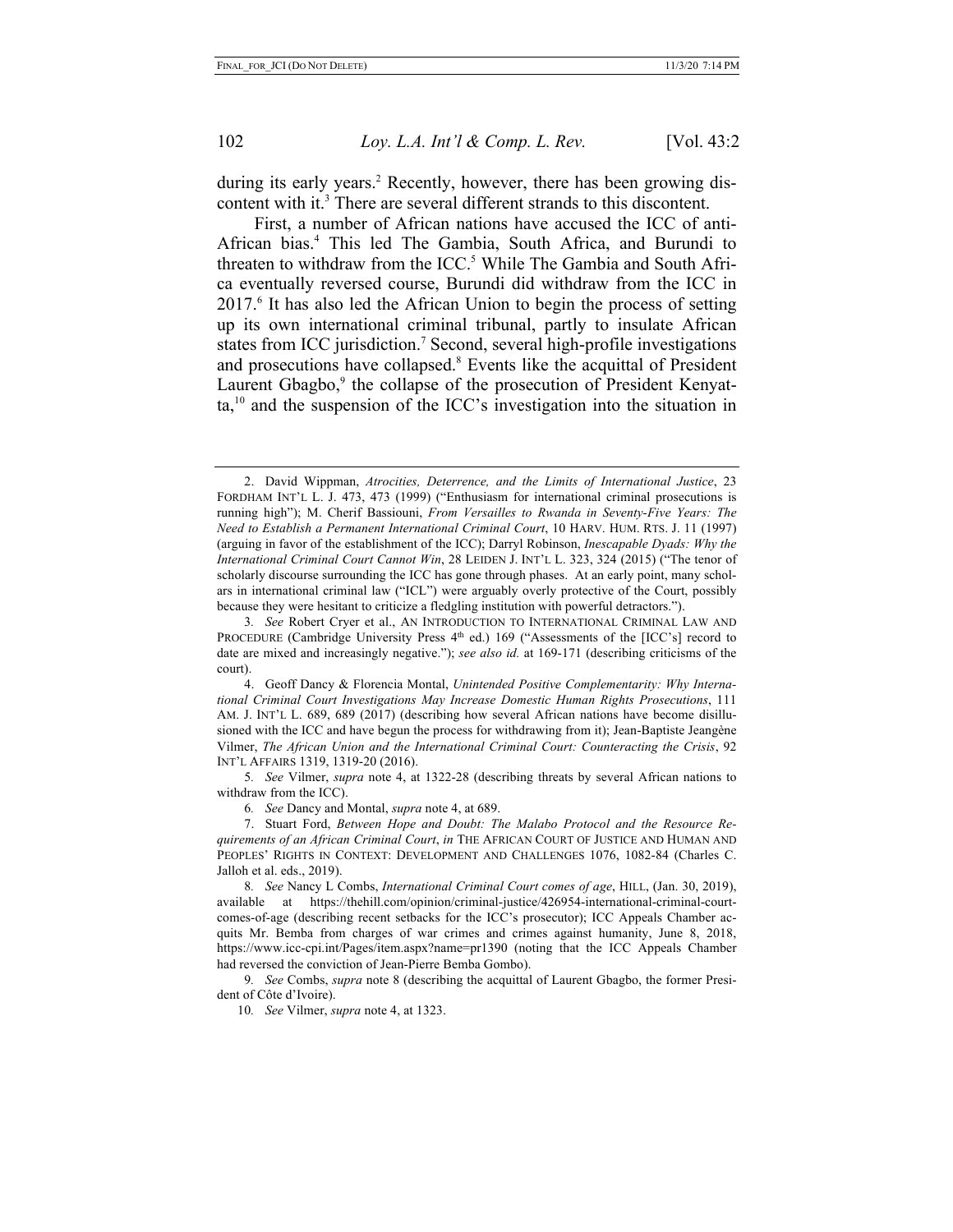during its early years.[2] Recently, however, there has been growing discontent with it.[3] There are several different strands to this discontent.

First, a number of African nations have accused the ICC of anti-African bias.[4] This led The Gambia, South Africa, and Burundi to threaten to withdraw from the ICC.[5] While The Gambia and South Africa eventually reversed course, Burundi did withdraw from the ICC in 2017.[6] It has also led the African Union to begin the process of setting up its own international criminal tribunal, partly to insulate African states from ICC jurisdiction.[7] Second, several high-profile investigations and prosecutions have collapsed.[8] Events like the acquittal of President Laurent Gbagbo,[9] the collapse of the prosecution of President Kenyatta,[10] and the suspension of the ICC's investigation into the situation in

---

2. David Wippman, *Atrocities, Deterrence, and the Limits of International Justice*, 23 FORDHAM INT'L L. J. 473, 473 (1999) ("Enthusiasm for international criminal prosecutions is running high"); M. Cherif Bassiouni, *From Versailles to Rwanda in Seventy-Five Years: The Need to Establish a Permanent International Criminal Court*, 10 HARV. HUM. RTS. J. 11 (1997) (arguing in favor of the establishment of the ICC); Darryl Robinson, *Inescapable Dyads: Why the International Criminal Court Cannot Win*, 28 LEIDEN J. INT'L L. 323, 324 (2015) ("The tenor of scholarly discourse surrounding the ICC has gone through phases. At an early point, many scholars in international criminal law ("ICL") were arguably overly protective of the Court, possibly because they were hesitant to criticize a fledgling institution with powerful detractors.").

3. *See* Robert Cryer et al., AN INTRODUCTION TO INTERNATIONAL CRIMINAL LAW AND PROCEDURE (Cambridge University Press 4th ed.) 169 ("Assessments of the [ICC's] record to date are mixed and increasingly negative."); *see also id.* at 169-171 (describing criticisms of the court).

4. Geoff Dancy & Florencia Montal, *Unintended Positive Complementarity: Why International Criminal Court Investigations May Increase Domestic Human Rights Prosecutions*, 111 AM. J. INT'L L. 689, 689 (2017) (describing how several African nations have become disillusioned with the ICC and have begun the process for withdrawing from it); Jean-Baptiste Jeangène Vilmer, *The African Union and the International Criminal Court: Counteracting the Crisis*, 92 INT'L AFFAIRS 1319, 1319-20 (2016).

5. *See* Vilmer, *supra* note 4, at 1322-28 (describing threats by several African nations to withdraw from the ICC).

6. *See* Dancy and Montal, *supra* note 4, at 689.

7. Stuart Ford, *Between Hope and Doubt: The Malabo Protocol and the Resource Requirements of an African Criminal Court*, *in* THE AFRICAN COURT OF JUSTICE AND HUMAN AND PEOPLES' RIGHTS IN CONTEXT: DEVELOPMENT AND CHALLENGES 1076, 1082-84 (Charles C. Jalloh et al. eds., 2019).

8. *See* Nancy L Combs, *International Criminal Court comes of age*, HILL, (Jan. 30, 2019), available at https://thehill.com/opinion/criminal-justice/426954-international-criminal-court-comes-of-age (describing recent setbacks for the ICC's prosecutor); ICC Appeals Chamber acquits Mr. Bemba from charges of war crimes and crimes against humanity, June 8, 2018, https://www.icc-cpi.int/Pages/item.aspx?name=pr1390 (noting that the ICC Appeals Chamber had reversed the conviction of Jean-Pierre Bemba Gombo).

9. *See* Combs, *supra* note 8 (describing the acquittal of Laurent Gbagbo, the former President of Côte d'Ivoire).

10. *See* Vilmer, *supra* note 4, at 1323.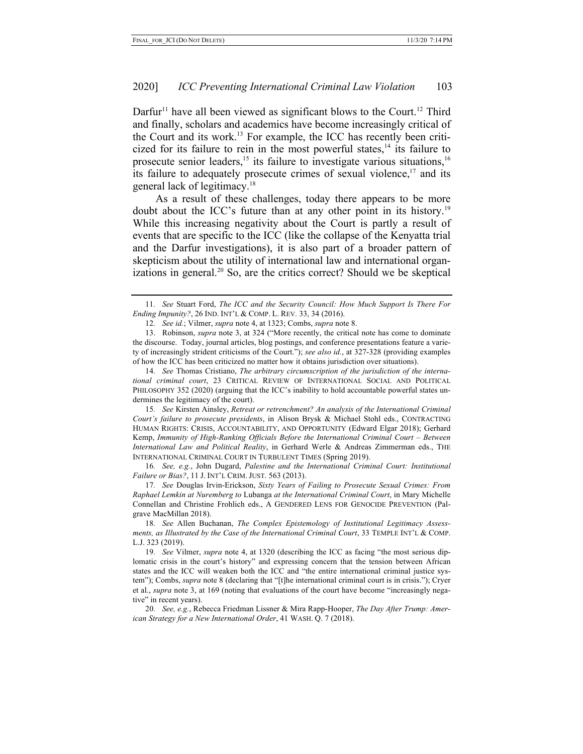Darfur[11] have all been viewed as significant blows to the Court.[12] Third and finally, scholars and academics have become increasingly critical of the Court and its work.[13] For example, the ICC has recently been criticized for its failure to rein in the most powerful states,[14] its failure to prosecute senior leaders,[15] its failure to investigate various situations,[16] its failure to adequately prosecute crimes of sexual violence,[17] and its general lack of legitimacy.[18]

As a result of these challenges, today there appears to be more doubt about the ICC's future than at any other point in its history.[19] While this increasing negativity about the Court is partly a result of events that are specific to the ICC (like the collapse of the Kenyatta trial and the Darfur investigations), it is also part of a broader pattern of skepticism about the utility of international law and international organizations in general.[20] So, are the critics correct? Should we be skeptical

---

11. *See* Stuart Ford, *The ICC and the Security Council: How Much Support Is There For Ending Impunity?*, 26 IND. INT'L & COMP. L. REV. 33, 34 (2016).

12. *See id.*; Vilmer, *supra* note 4, at 1323; Combs, *supra* note 8.

13. Robinson, *supra* note 3, at 324 ("More recently, the critical note has come to dominate the discourse. Today, journal articles, blog postings, and conference presentations feature a variety of increasingly strident criticisms of the Court."); *see also id.*, at 327-328 (providing examples of how the ICC has been criticized no matter how it obtains jurisdiction over situations).

14. *See* Thomas Cristiano, *The arbitrary circumscription of the jurisdiction of the international criminal court*, 23 CRITICAL REVIEW OF INTERNATIONAL SOCIAL AND POLITICAL PHILOSOPHY 352 (2020) (arguing that the ICC's inability to hold accountable powerful states undermines the legitimacy of the court).

15. *See* Kirsten Ainsley, *Retreat or retrenchment? An analysis of the International Criminal Court's failure to prosecute presidents*, in Alison Brysk & Michael Stohl eds., CONTRACTING HUMAN RIGHTS: CRISIS, ACCOUNTABILITY, AND OPPORTUNITY (Edward Elgar 2018); Gerhard Kemp, *Immunity of High-Ranking Officials Before the International Criminal Court – Between International Law and Political Reality*, in Gerhard Werle & Andreas Zimmerman eds., THE INTERNATIONAL CRIMINAL COURT IN TURBULENT TIMES (Spring 2019).

16. *See, e.g.*, John Dugard, *Palestine and the International Criminal Court: Institutional Failure or Bias?*, 11 J. INT'L CRIM. JUST. 563 (2013).

17. *See* Douglas Irvin-Erickson, *Sixty Years of Failing to Prosecute Sexual Crimes: From Raphael Lemkin at Nuremberg to* Lubanga *at the International Criminal Court*, in Mary Michelle Connellan and Christine Frohlich eds., A GENDERED LENS FOR GENOCIDE PREVENTION (Palgrave MacMillan 2018).

18. *See* Allen Buchanan, *The Complex Epistemology of Institutional Legitimacy Assessments, as Illustrated by the Case of the International Criminal Court*, 33 TEMPLE INT'L & COMP. L.J. 323 (2019).

19. *See* Vilmer, *supra* note 4, at 1320 (describing the ICC as facing "the most serious diplomatic crisis in the court's history" and expressing concern that the tension between African states and the ICC will weaken both the ICC and "the entire international criminal justice system"); Combs, *supra* note 8 (declaring that "[t]he international criminal court is in crisis."); Cryer et al., *supra* note 3, at 169 (noting that evaluations of the court have become "increasingly negative" in recent years).

20. *See, e.g.*, Rebecca Friedman Lissner & Mira Rapp-Hooper, *The Day After Trump: American Strategy for a New International Order*, 41 WASH. Q. 7 (2018).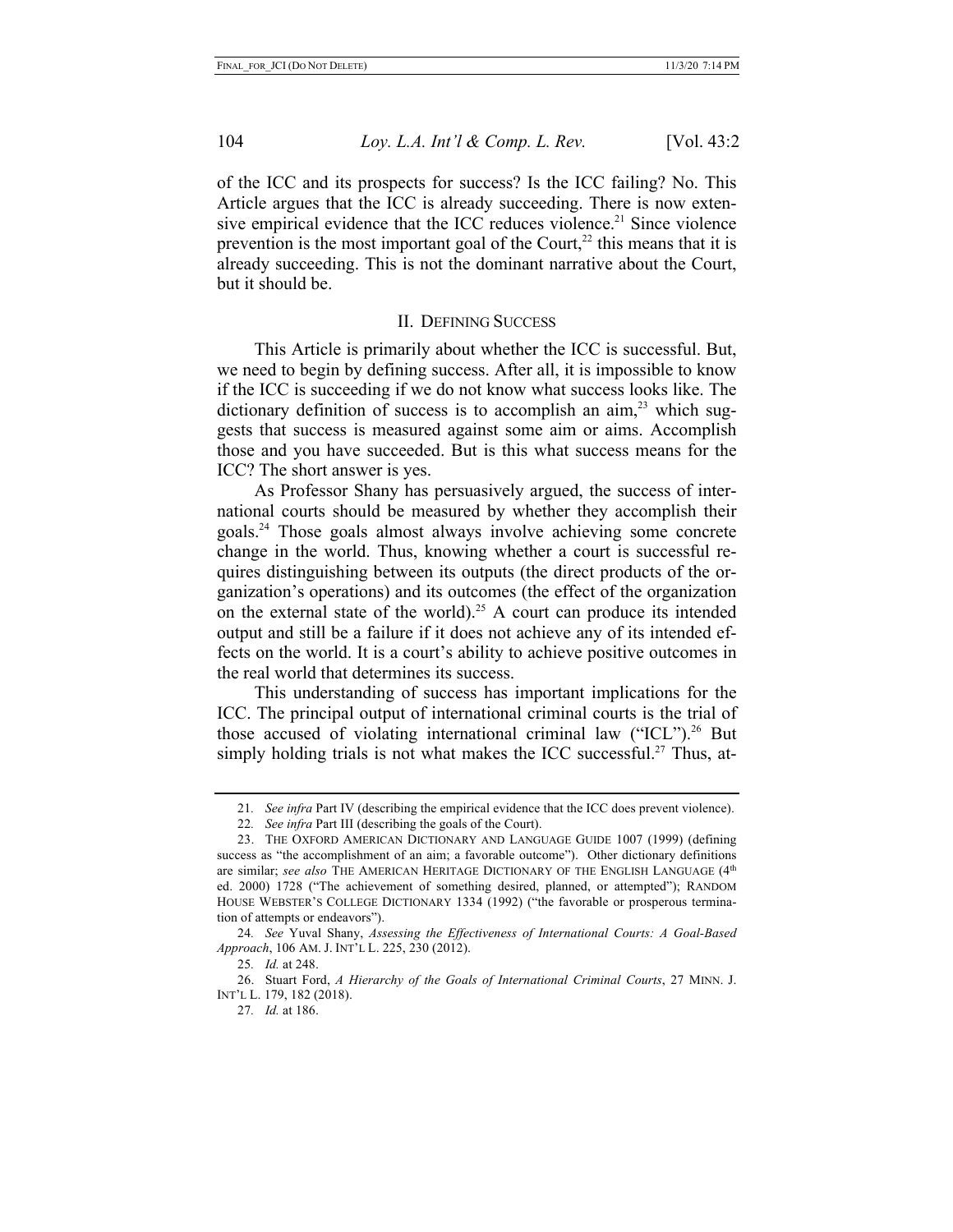of the ICC and its prospects for success? Is the ICC failing? No. This Article argues that the ICC is already succeeding. There is now extensive empirical evidence that the ICC reduces violence.[21] Since violence prevention is the most important goal of the Court,[22] this means that it is already succeeding. This is not the dominant narrative about the Court, but it should be.

## II. Defining Success

This Article is primarily about whether the ICC is successful. But, we need to begin by defining success. After all, it is impossible to know if the ICC is succeeding if we do not know what success looks like. The dictionary definition of success is to accomplish an aim,[23] which suggests that success is measured against some aim or aims. Accomplish those and you have succeeded. But is this what success means for the ICC? The short answer is yes.

As Professor Shany has persuasively argued, the success of international courts should be measured by whether they accomplish their goals.[24] Those goals almost always involve achieving some concrete change in the world. Thus, knowing whether a court is successful requires distinguishing between its outputs (the direct products of the organization's operations) and its outcomes (the effect of the organization on the external state of the world).[25] A court can produce its intended output and still be a failure if it does not achieve any of its intended effects on the world. It is a court's ability to achieve positive outcomes in the real world that determines its success.

This understanding of success has important implications for the ICC. The principal output of international criminal courts is the trial of those accused of violating international criminal law ("ICL").[26] But simply holding trials is not what makes the ICC successful.[27] Thus, at-

---

21. *See infra* Part IV (describing the empirical evidence that the ICC does prevent violence).

22. *See infra* Part III (describing the goals of the Court).

23. The Oxford American Dictionary and Language Guide 1007 (1999) (defining success as "the accomplishment of an aim; a favorable outcome"). Other dictionary definitions are similar; *see also* The American Heritage Dictionary of the English Language (4th ed. 2000) 1728 ("The achievement of something desired, planned, or attempted"); Random House Webster's College Dictionary 1334 (1992) ("the favorable or prosperous termination of attempts or endeavors").

24. *See* Yuval Shany, *Assessing the Effectiveness of International Courts: A Goal-Based Approach*, 106 Am. J. Int'l L. 225, 230 (2012).

25. *Id.* at 248.

26. Stuart Ford, *A Hierarchy of the Goals of International Criminal Courts*, 27 Minn. J. Int'l L. 179, 182 (2018).

27. *Id.* at 186.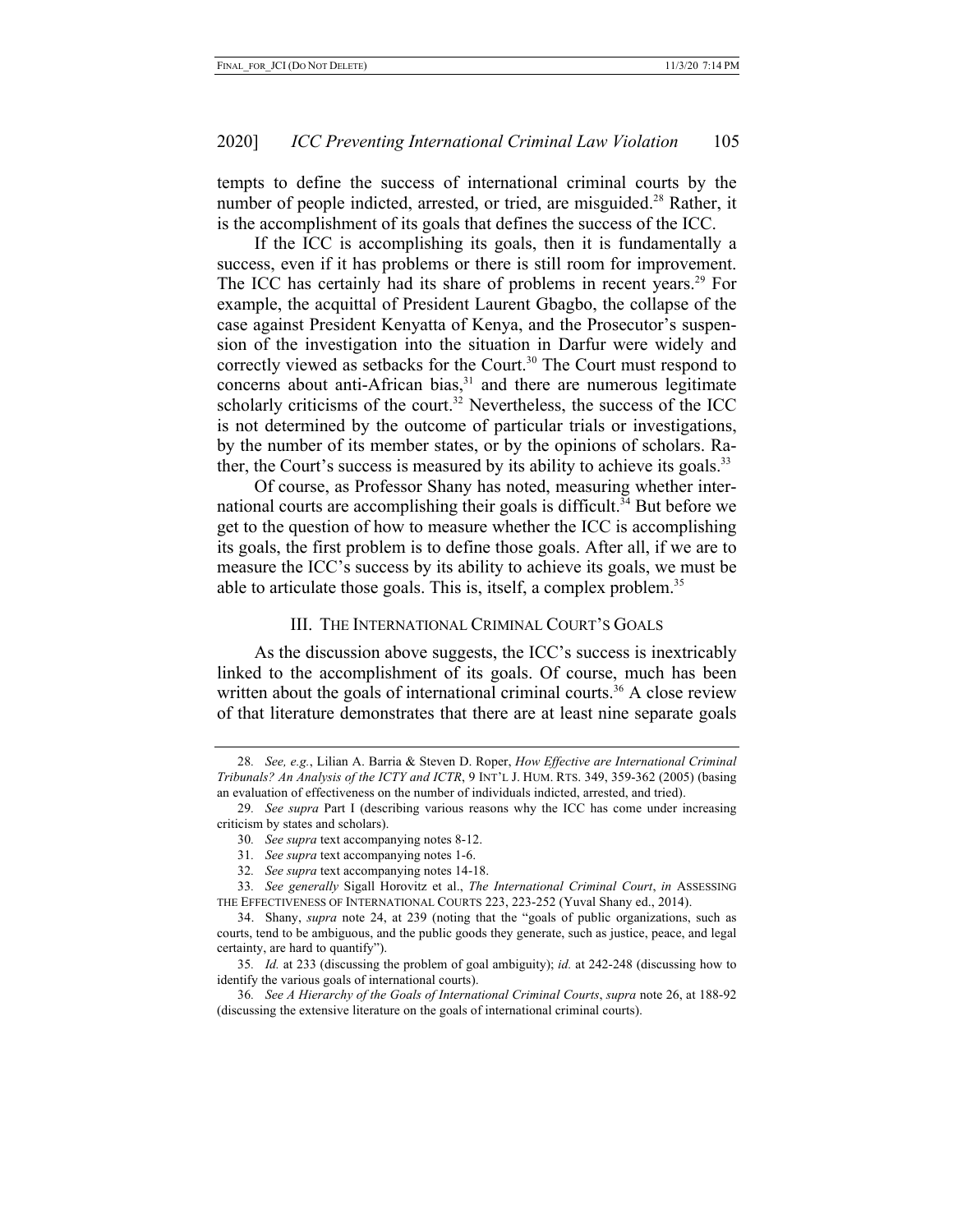tempts to define the success of international criminal courts by the number of people indicted, arrested, or tried, are misguided.[28] Rather, it is the accomplishment of its goals that defines the success of the ICC.

If the ICC is accomplishing its goals, then it is fundamentally a success, even if it has problems or there is still room for improvement. The ICC has certainly had its share of problems in recent years.[29] For example, the acquittal of President Laurent Gbagbo, the collapse of the case against President Kenyatta of Kenya, and the Prosecutor's suspension of the investigation into the situation in Darfur were widely and correctly viewed as setbacks for the Court.[30] The Court must respond to concerns about anti-African bias,[31] and there are numerous legitimate scholarly criticisms of the court.[32] Nevertheless, the success of the ICC is not determined by the outcome of particular trials or investigations, by the number of its member states, or by the opinions of scholars. Rather, the Court's success is measured by its ability to achieve its goals.[33]

Of course, as Professor Shany has noted, measuring whether international courts are accomplishing their goals is difficult.[34] But before we get to the question of how to measure whether the ICC is accomplishing its goals, the first problem is to define those goals. After all, if we are to measure the ICC's success by its ability to achieve its goals, we must be able to articulate those goals. This is, itself, a complex problem.[35]

## III. The International Criminal Court's Goals

As the discussion above suggests, the ICC's success is inextricably linked to the accomplishment of its goals. Of course, much has been written about the goals of international criminal courts.[36] A close review of that literature demonstrates that there are at least nine separate goals

---

28. *See, e.g.*, Lilian A. Barria & Steven D. Roper, *How Effective are International Criminal Tribunals? An Analysis of the ICTY and ICTR*, 9 INT'L J. HUM. RTS. 349, 359-362 (2005) (basing an evaluation of effectiveness on the number of individuals indicted, arrested, and tried).

29. *See supra* Part I (describing various reasons why the ICC has come under increasing criticism by states and scholars).

30. *See supra* text accompanying notes 8-12.

31. *See supra* text accompanying notes 1-6.

32. *See supra* text accompanying notes 14-18.

33. *See generally* Sigall Horovitz et al., *The International Criminal Court*, *in* ASSESSING THE EFFECTIVENESS OF INTERNATIONAL COURTS 223, 223-252 (Yuval Shany ed., 2014).

34. Shany, *supra* note 24, at 239 (noting that the "goals of public organizations, such as courts, tend to be ambiguous, and the public goods they generate, such as justice, peace, and legal certainty, are hard to quantify").

35. *Id.* at 233 (discussing the problem of goal ambiguity); *id.* at 242-248 (discussing how to identify the various goals of international courts).

36. *See A Hierarchy of the Goals of International Criminal Courts*, *supra* note 26, at 188-92 (discussing the extensive literature on the goals of international criminal courts).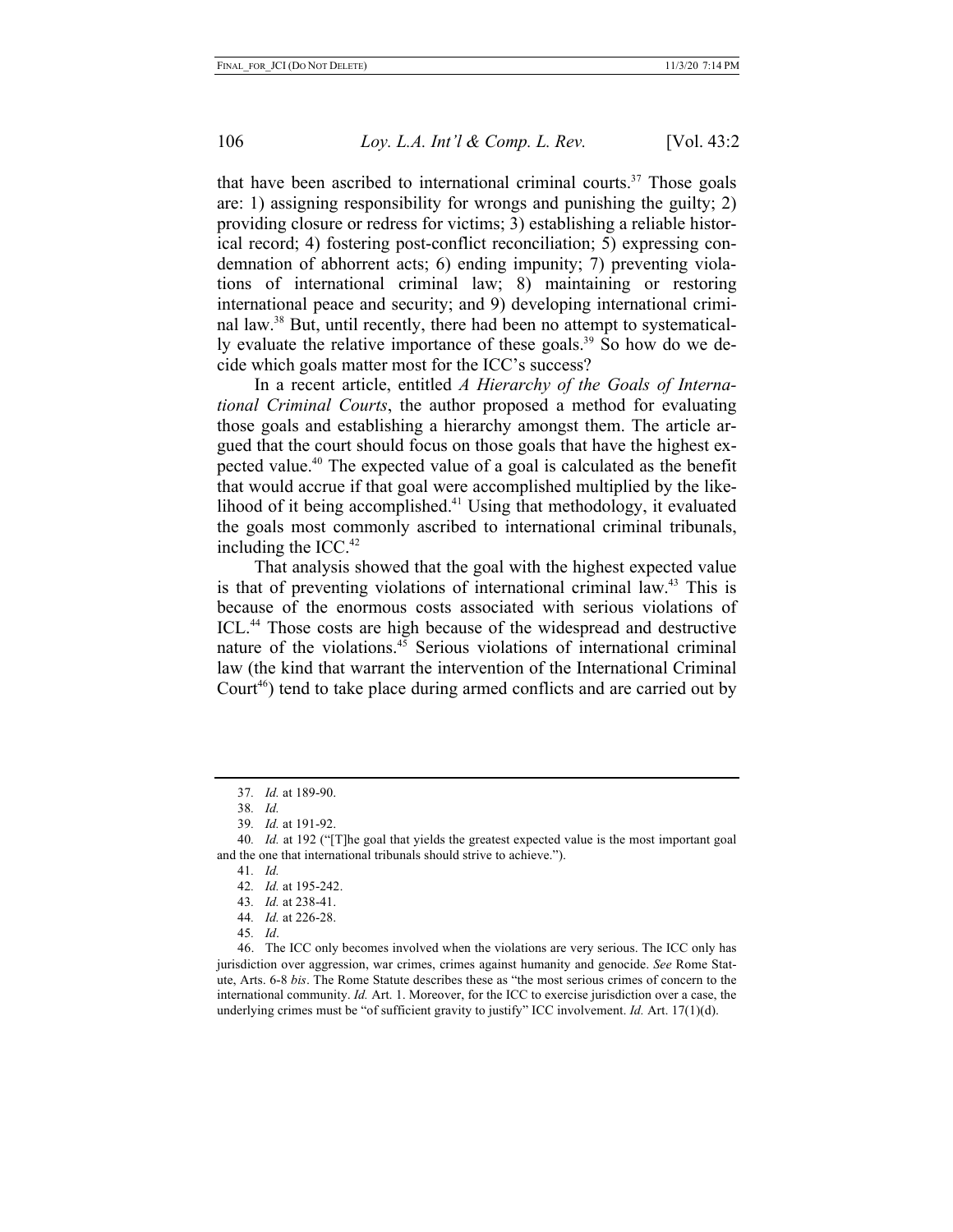that have been ascribed to international criminal courts.[37] Those goals are: 1) assigning responsibility for wrongs and punishing the guilty; 2) providing closure or redress for victims; 3) establishing a reliable historical record; 4) fostering post-conflict reconciliation; 5) expressing condemnation of abhorrent acts; 6) ending impunity; 7) preventing violations of international criminal law; 8) maintaining or restoring international peace and security; and 9) developing international criminal law.[38] But, until recently, there had been no attempt to systematically evaluate the relative importance of these goals.[39] So how do we decide which goals matter most for the ICC's success?

In a recent article, entitled *A Hierarchy of the Goals of International Criminal Courts*, the author proposed a method for evaluating those goals and establishing a hierarchy amongst them. The article argued that the court should focus on those goals that have the highest expected value.[40] The expected value of a goal is calculated as the benefit that would accrue if that goal were accomplished multiplied by the likelihood of it being accomplished.[41] Using that methodology, it evaluated the goals most commonly ascribed to international criminal tribunals, including the ICC.[42]

That analysis showed that the goal with the highest expected value is that of preventing violations of international criminal law.[43] This is because of the enormous costs associated with serious violations of ICL.[44] Those costs are high because of the widespread and destructive nature of the violations.[45] Serious violations of international criminal law (the kind that warrant the intervention of the International Criminal Court[46]) tend to take place during armed conflicts and are carried out by

---

37. *Id.* at 189-90.

38. *Id.*

39. *Id.* at 191-92.

40. *Id.* at 192 ("[T]he goal that yields the greatest expected value is the most important goal and the one that international tribunals should strive to achieve.").

41. *Id.*

42. *Id.* at 195-242.

43. *Id.* at 238-41.

44. *Id.* at 226-28.

45. *Id*.

46. The ICC only becomes involved when the violations are very serious. The ICC only has jurisdiction over aggression, war crimes, crimes against humanity and genocide. *See* Rome Statute, Arts. 6-8 *bis*. The Rome Statute describes these as "the most serious crimes of concern to the international community. *Id.* Art. 1. Moreover, for the ICC to exercise jurisdiction over a case, the underlying crimes must be "of sufficient gravity to justify" ICC involvement. *Id.* Art. 17(1)(d).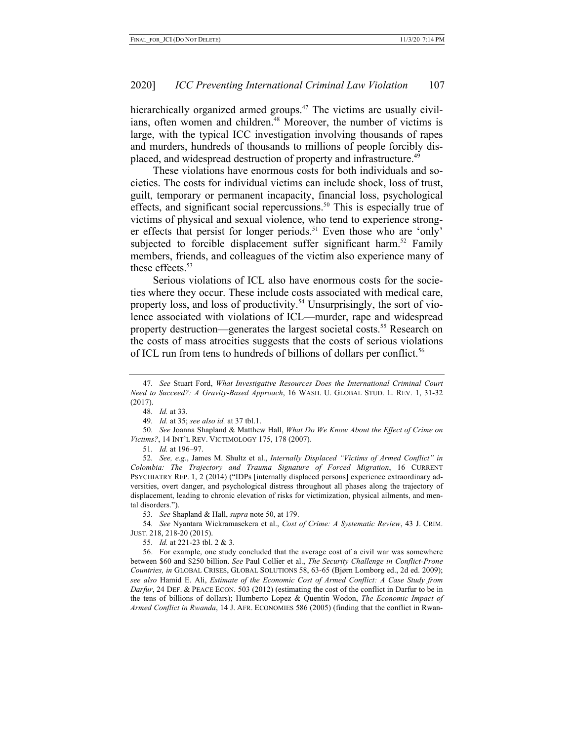hierarchically organized armed groups.[47] The victims are usually civilians, often women and children.[48] Moreover, the number of victims is large, with the typical ICC investigation involving thousands of rapes and murders, hundreds of thousands to millions of people forcibly displaced, and widespread destruction of property and infrastructure.[49]

These violations have enormous costs for both individuals and societies. The costs for individual victims can include shock, loss of trust, guilt, temporary or permanent incapacity, financial loss, psychological effects, and significant social repercussions.[50] This is especially true of victims of physical and sexual violence, who tend to experience stronger effects that persist for longer periods.[51] Even those who are 'only' subjected to forcible displacement suffer significant harm.[52] Family members, friends, and colleagues of the victim also experience many of these effects.[53]

Serious violations of ICL also have enormous costs for the societies where they occur. These include costs associated with medical care, property loss, and loss of productivity.[54] Unsurprisingly, the sort of violence associated with violations of ICL—murder, rape and widespread property destruction—generates the largest societal costs.[55] Research on the costs of mass atrocities suggests that the costs of serious violations of ICL run from tens to hundreds of billions of dollars per conflict.[56]

---

47. *See* Stuart Ford, *What Investigative Resources Does the International Criminal Court Need to Succeed?: A Gravity-Based Approach*, 16 WASH. U. GLOBAL STUD. L. REV. 1, 31-32 (2017).

48. *Id.* at 33.

49. *Id.* at 35; *see also id.* at 37 tbl.1.

50. *See* Joanna Shapland & Matthew Hall, *What Do We Know About the Effect of Crime on Victims?*, 14 INT'L REV. VICTIMOLOGY 175, 178 (2007).

51. *Id.* at 196–97.

52. *See, e.g.*, James M. Shultz et al., *Internally Displaced "Victims of Armed Conflict" in Colombia: The Trajectory and Trauma Signature of Forced Migration*, 16 CURRENT PSYCHIATRY REP. 1, 2 (2014) ("IDPs [internally displaced persons] experience extraordinary adversities, overt danger, and psychological distress throughout all phases along the trajectory of displacement, leading to chronic elevation of risks for victimization, physical ailments, and mental disorders.").

53. *See* Shapland & Hall, *supra* note 50, at 179.

54. *See* Nyantara Wickramasekera et al., *Cost of Crime: A Systematic Review*, 43 J. CRIM. JUST. 218, 218-20 (2015).

55. *Id.* at 221-23 tbl. 2 & 3.

56. For example, one study concluded that the average cost of a civil war was somewhere between $60 and $250 billion. *See* Paul Collier et al., *The Security Challenge in Conflict-Prone Countries, in* GLOBAL CRISES, GLOBAL SOLUTIONS 58, 63-65 (Bjørn Lomborg ed., 2d ed. 2009); *see also* Hamid E. Ali, *Estimate of the Economic Cost of Armed Conflict: A Case Study from Darfur*, 24 DEF. & PEACE ECON. 503 (2012) (estimating the cost of the conflict in Darfur to be in the tens of billions of dollars); Humberto Lopez & Quentin Wodon, *The Economic Impact of Armed Conflict in Rwanda*, 14 J. AFR. ECONOMIES 586 (2005) (finding that the conflict in Rwan-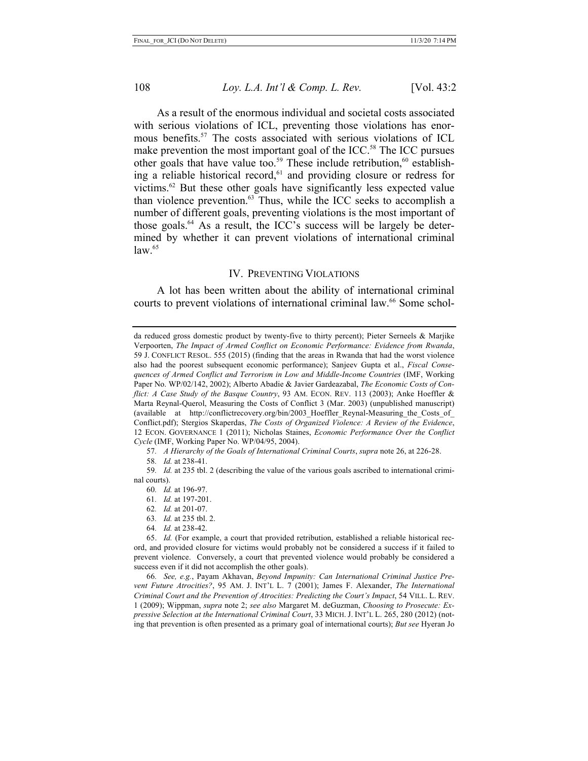As a result of the enormous individual and societal costs associated with serious violations of ICL, preventing those violations has enormous benefits.[57] The costs associated with serious violations of ICL make prevention the most important goal of the ICC.[58] The ICC pursues other goals that have value too.[59] These include retribution,[60] establishing a reliable historical record,[61] and providing closure or redress for victims.[62] But these other goals have significantly less expected value than violence prevention.[63] Thus, while the ICC seeks to accomplish a number of different goals, preventing violations is the most important of those goals.[64] As a result, the ICC's success will be largely be determined by whether it can prevent violations of international criminal law.[65]

## IV. Preventing Violations

A lot has been written about the ability of international criminal courts to prevent violations of international criminal law.[66] Some schol-

---

da reduced gross domestic product by twenty-five to thirty percent); Pieter Serneels & Marjike Verpoorten, *The Impact of Armed Conflict on Economic Performance: Evidence from Rwanda*, 59 J. CONFLICT RESOL. 555 (2015) (finding that the areas in Rwanda that had the worst violence also had the poorest subsequent economic performance); Sanjeev Gupta et al., *Fiscal Consequences of Armed Conflict and Terrorism in Low and Middle-Income Countries* (IMF, Working Paper No. WP/02/142, 2002); Alberto Abadie & Javier Gardeazabal, *The Economic Costs of Conflict: A Case Study of the Basque Country*, 93 AM. ECON. REV. 113 (2003); Anke Hoeffler & Marta Reynal-Querol, Measuring the Costs of Conflict 3 (Mar. 2003) (unpublished manuscript) (available at http://conflictrecovery.org/bin/2003_Hoeffler_Reynal-Measuring_the_Costs_of_Conflict.pdf); Stergios Skaperdas, *The Costs of Organized Violence: A Review of the Evidence*, 12 ECON. GOVERNANCE 1 (2011); Nicholas Staines, *Economic Performance Over the Conflict Cycle* (IMF, Working Paper No. WP/04/95, 2004).

57. *A Hierarchy of the Goals of International Criminal Courts*, *supra* note 26, at 226-28.

58. *Id.* at 238-41.

59. *Id.* at 235 tbl. 2 (describing the value of the various goals ascribed to international criminal courts).

60. *Id.* at 196-97.

61. *Id.* at 197-201.

62. *Id.* at 201-07.

63. *Id.* at 235 tbl. 2.

64. *Id.* at 238-42.

65. *Id.* (For example, a court that provided retribution, established a reliable historical record, and provided closure for victims would probably not be considered a success if it failed to prevent violence. Conversely, a court that prevented violence would probably be considered a success even if it did not accomplish the other goals).

66. *See, e.g.*, Payam Akhavan, *Beyond Impunity: Can International Criminal Justice Prevent Future Atrocities?*, 95 AM. J. INT'L L. 7 (2001); James F. Alexander, *The International Criminal Court and the Prevention of Atrocities: Predicting the Court's Impact*, 54 VILL. L. REV. 1 (2009); Wippman, *supra* note 2; *see also* Margaret M. deGuzman, *Choosing to Prosecute: Expressive Selection at the International Criminal Court*, 33 MICH. J. INT'L L. 265, 280 (2012) (noting that prevention is often presented as a primary goal of international courts); *But see* Hyeran Jo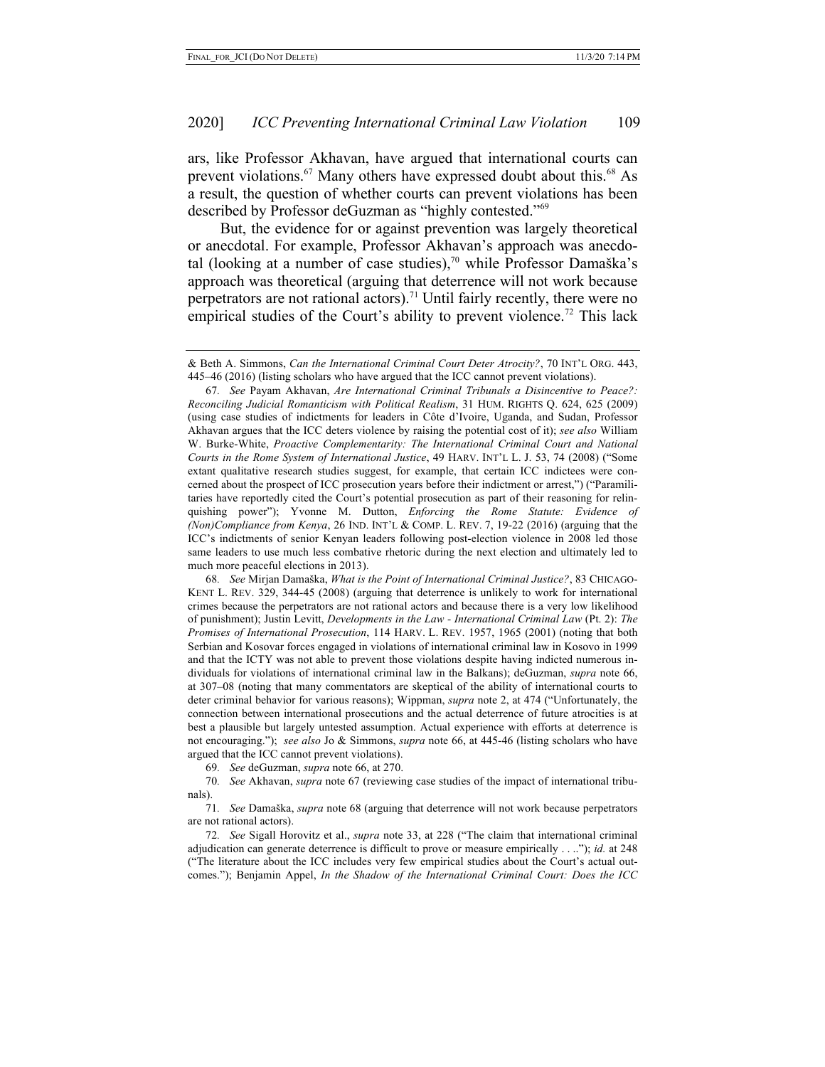ars, like Professor Akhavan, have argued that international courts can prevent violations.[67] Many others have expressed doubt about this.[68] As a result, the question of whether courts can prevent violations has been described by Professor deGuzman as "highly contested."[69]

But, the evidence for or against prevention was largely theoretical or anecdotal. For example, Professor Akhavan's approach was anecdotal (looking at a number of case studies),[70] while Professor Damaška's approach was theoretical (arguing that deterrence will not work because perpetrators are not rational actors).[71] Until fairly recently, there were no empirical studies of the Court's ability to prevent violence.[72] This lack

---

& Beth A. Simmons, *Can the International Criminal Court Deter Atrocity?*, 70 INT'L ORG. 443, 445–46 (2016) (listing scholars who have argued that the ICC cannot prevent violations).

67. *See* Payam Akhavan, *Are International Criminal Tribunals a Disincentive to Peace?: Reconciling Judicial Romanticism with Political Realism*, 31 HUM. RIGHTS Q. 624, 625 (2009) (using case studies of indictments for leaders in Côte d'Ivoire, Uganda, and Sudan, Professor Akhavan argues that the ICC deters violence by raising the potential cost of it); *see also* William W. Burke-White, *Proactive Complementarity: The International Criminal Court and National Courts in the Rome System of International Justice*, 49 HARV. INT'L L. J. 53, 74 (2008) ("Some extant qualitative research studies suggest, for example, that certain ICC indictees were concerned about the prospect of ICC prosecution years before their indictment or arrest,") ("Paramilitaries have reportedly cited the Court's potential prosecution as part of their reasoning for relinquishing power"); Yvonne M. Dutton, *Enforcing the Rome Statute: Evidence of (Non)Compliance from Kenya*, 26 IND. INT'L & COMP. L. REV. 7, 19-22 (2016) (arguing that the ICC's indictments of senior Kenyan leaders following post-election violence in 2008 led those same leaders to use much less combative rhetoric during the next election and ultimately led to much more peaceful elections in 2013).

68. *See* Mirjan Damaška, *What is the Point of International Criminal Justice?*, 83 CHICAGO-KENT L. REV. 329, 344-45 (2008) (arguing that deterrence is unlikely to work for international crimes because the perpetrators are not rational actors and because there is a very low likelihood of punishment); Justin Levitt, *Developments in the Law - International Criminal Law* (Pt. 2): *The Promises of International Prosecution*, 114 HARV. L. REV. 1957, 1965 (2001) (noting that both Serbian and Kosovar forces engaged in violations of international criminal law in Kosovo in 1999 and that the ICTY was not able to prevent those violations despite having indicted numerous individuals for violations of international criminal law in the Balkans); deGuzman, *supra* note 66, at 307–08 (noting that many commentators are skeptical of the ability of international courts to deter criminal behavior for various reasons); Wippman, *supra* note 2, at 474 ("Unfortunately, the connection between international prosecutions and the actual deterrence of future atrocities is at best a plausible but largely untested assumption. Actual experience with efforts at deterrence is not encouraging."); *see also* Jo & Simmons, *supra* note 66, at 445-46 (listing scholars who have argued that the ICC cannot prevent violations).

69. *See* deGuzman, *supra* note 66, at 270.

70. *See* Akhavan, *supra* note 67 (reviewing case studies of the impact of international tribunals).

71. *See* Damaška, *supra* note 68 (arguing that deterrence will not work because perpetrators are not rational actors).

72. *See* Sigall Horovitz et al., *supra* note 33, at 228 ("The claim that international criminal adjudication can generate deterrence is difficult to prove or measure empirically . . .."); *id.* at 248 ("The literature about the ICC includes very few empirical studies about the Court's actual outcomes."); Benjamin Appel, *In the Shadow of the International Criminal Court: Does the ICC*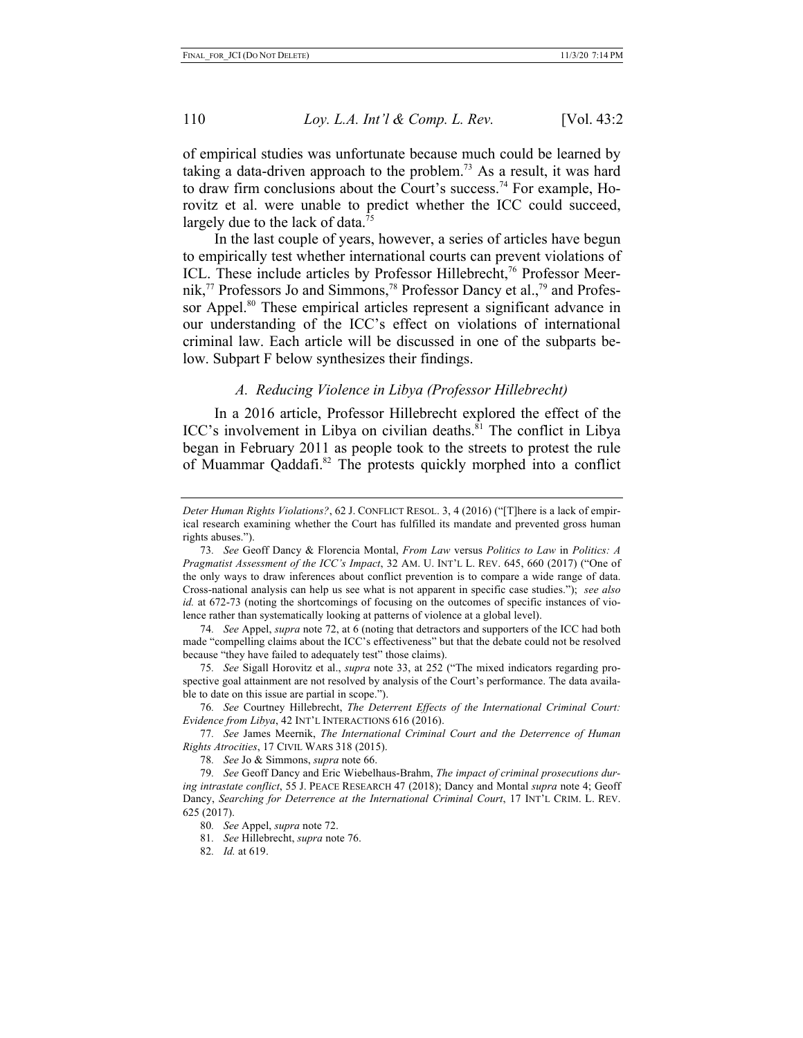of empirical studies was unfortunate because much could be learned by taking a data-driven approach to the problem.[73] As a result, it was hard to draw firm conclusions about the Court's success.[74] For example, Horovitz et al. were unable to predict whether the ICC could succeed, largely due to the lack of data.[75]

In the last couple of years, however, a series of articles have begun to empirically test whether international courts can prevent violations of ICL. These include articles by Professor Hillebrecht,[76] Professor Meernik,[77] Professors Jo and Simmons,[78] Professor Dancy et al.,[79] and Professor Appel.[80] These empirical articles represent a significant advance in our understanding of the ICC's effect on violations of international criminal law. Each article will be discussed in one of the subparts below. Subpart F below synthesizes their findings.

### *A. Reducing Violence in Libya (Professor Hillebrecht)*

In a 2016 article, Professor Hillebrecht explored the effect of the ICC's involvement in Libya on civilian deaths.[81] The conflict in Libya began in February 2011 as people took to the streets to protest the rule of Muammar Qaddafi.[82] The protests quickly morphed into a conflict

---

*Deter Human Rights Violations?*, 62 J. CONFLICT RESOL. 3, 4 (2016) ("[T]here is a lack of empirical research examining whether the Court has fulfilled its mandate and prevented gross human rights abuses.").

73. *See* Geoff Dancy & Florencia Montal, *From Law* versus *Politics to Law* in *Politics: A Pragmatist Assessment of the ICC's Impact*, 32 AM. U. INT'L L. REV. 645, 660 (2017) ("One of the only ways to draw inferences about conflict prevention is to compare a wide range of data. Cross-national analysis can help us see what is not apparent in specific case studies."); *see also id.* at 672-73 (noting the shortcomings of focusing on the outcomes of specific instances of violence rather than systematically looking at patterns of violence at a global level).

74. *See* Appel, *supra* note 72, at 6 (noting that detractors and supporters of the ICC had both made "compelling claims about the ICC's effectiveness" but that the debate could not be resolved because "they have failed to adequately test" those claims).

75. *See* Sigall Horovitz et al., *supra* note 33, at 252 ("The mixed indicators regarding prospective goal attainment are not resolved by analysis of the Court's performance. The data available to date on this issue are partial in scope.").

76. *See* Courtney Hillebrecht, *The Deterrent Effects of the International Criminal Court: Evidence from Libya*, 42 INT'L INTERACTIONS 616 (2016).

77. *See* James Meernik, *The International Criminal Court and the Deterrence of Human Rights Atrocities*, 17 CIVIL WARS 318 (2015).

78. *See* Jo & Simmons, *supra* note 66.

79. *See* Geoff Dancy and Eric Wiebelhaus-Brahm, *The impact of criminal prosecutions during intrastate conflict*, 55 J. PEACE RESEARCH 47 (2018); Dancy and Montal *supra* note 4; Geoff Dancy, *Searching for Deterrence at the International Criminal Court*, 17 INT'L CRIM. L. REV. 625 (2017).

80. *See* Appel, *supra* note 72.

81. *See* Hillebrecht, *supra* note 76.

82. *Id.* at 619.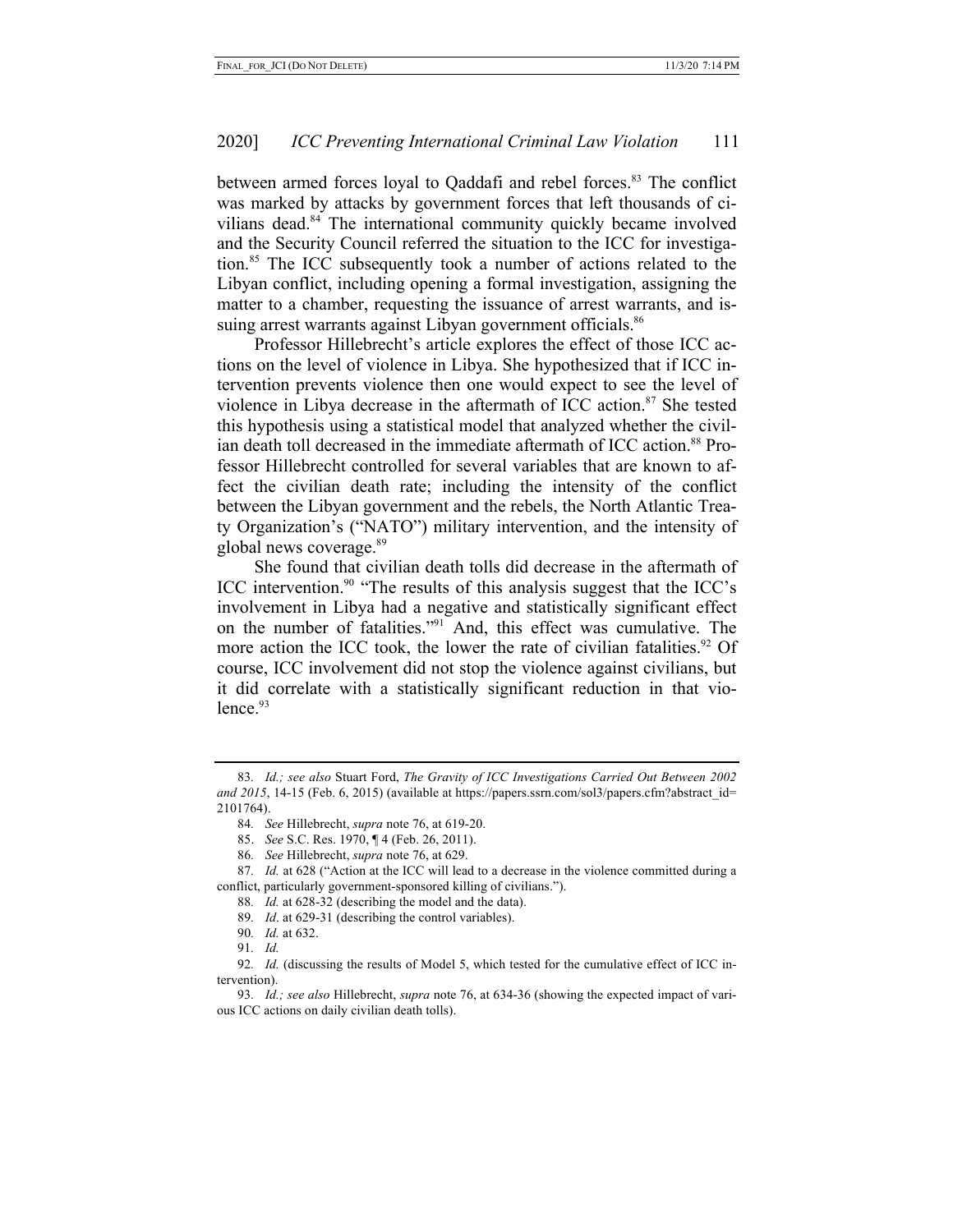between armed forces loyal to Qaddafi and rebel forces.[83] The conflict was marked by attacks by government forces that left thousands of civilians dead.[84] The international community quickly became involved and the Security Council referred the situation to the ICC for investigation.[85] The ICC subsequently took a number of actions related to the Libyan conflict, including opening a formal investigation, assigning the matter to a chamber, requesting the issuance of arrest warrants, and issuing arrest warrants against Libyan government officials.[86]

Professor Hillebrecht's article explores the effect of those ICC actions on the level of violence in Libya. She hypothesized that if ICC intervention prevents violence then one would expect to see the level of violence in Libya decrease in the aftermath of ICC action.[87] She tested this hypothesis using a statistical model that analyzed whether the civilian death toll decreased in the immediate aftermath of ICC action.[88] Professor Hillebrecht controlled for several variables that are known to affect the civilian death rate; including the intensity of the conflict between the Libyan government and the rebels, the North Atlantic Treaty Organization's ("NATO") military intervention, and the intensity of global news coverage.[89]

She found that civilian death tolls did decrease in the aftermath of ICC intervention.[90] "The results of this analysis suggest that the ICC's involvement in Libya had a negative and statistically significant effect on the number of fatalities."[91] And, this effect was cumulative. The more action the ICC took, the lower the rate of civilian fatalities.[92] Of course, ICC involvement did not stop the violence against civilians, but it did correlate with a statistically significant reduction in that violence.[93]

---

83. *Id.; see also* Stuart Ford, *The Gravity of ICC Investigations Carried Out Between 2002 and 2015*, 14-15 (Feb. 6, 2015) (available at https://papers.ssrn.com/sol3/papers.cfm?abstract_id=2101764).

84. *See* Hillebrecht, *supra* note 76, at 619-20.

85. *See* S.C. Res. 1970, ¶ 4 (Feb. 26, 2011).

86. *See* Hillebrecht, *supra* note 76, at 629.

87. *Id.* at 628 ("Action at the ICC will lead to a decrease in the violence committed during a conflict, particularly government-sponsored killing of civilians.").

88. *Id.* at 628-32 (describing the model and the data).

89. *Id*. at 629-31 (describing the control variables).

90. *Id.* at 632.

91. *Id.*

92. *Id.* (discussing the results of Model 5, which tested for the cumulative effect of ICC intervention).

93. *Id.; see also* Hillebrecht, *supra* note 76, at 634-36 (showing the expected impact of various ICC actions on daily civilian death tolls).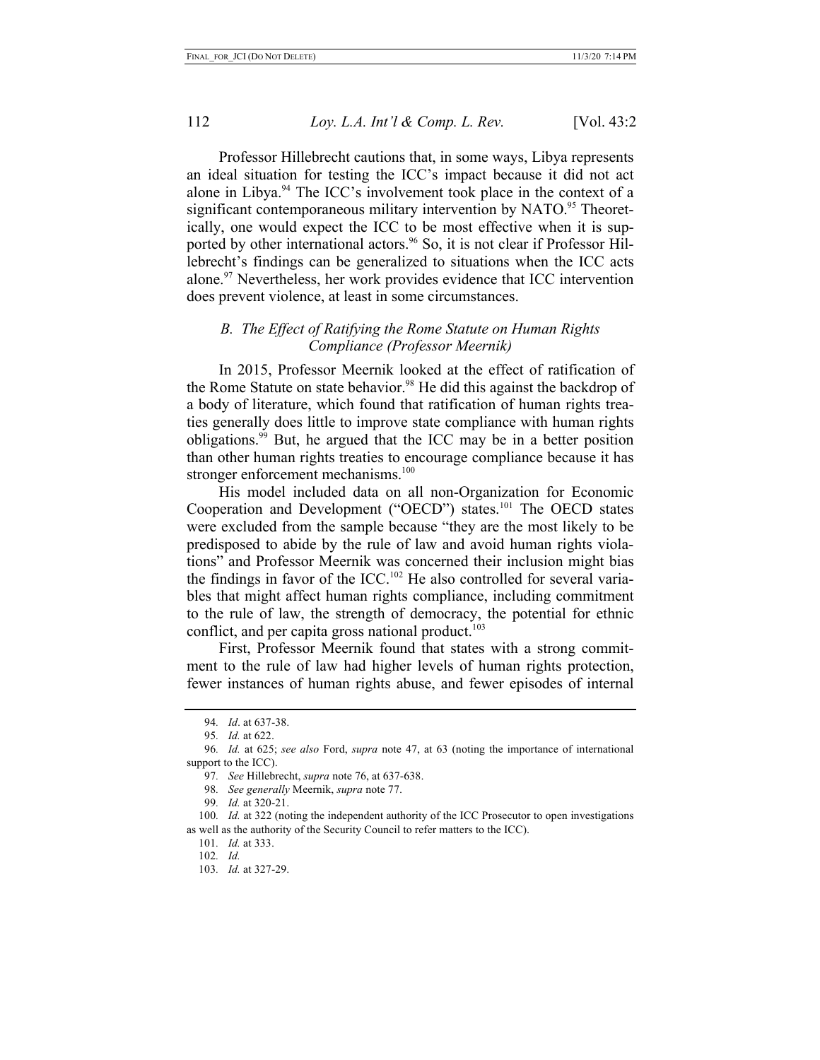Professor Hillebrecht cautions that, in some ways, Libya represents an ideal situation for testing the ICC's impact because it did not act alone in Libya.[94] The ICC's involvement took place in the context of a significant contemporaneous military intervention by NATO.[95] Theoretically, one would expect the ICC to be most effective when it is supported by other international actors.[96] So, it is not clear if Professor Hillebrecht's findings can be generalized to situations when the ICC acts alone.[97] Nevertheless, her work provides evidence that ICC intervention does prevent violence, at least in some circumstances.

### *B. The Effect of Ratifying the Rome Statute on Human Rights Compliance (Professor Meernik)*

In 2015, Professor Meernik looked at the effect of ratification of the Rome Statute on state behavior.[98] He did this against the backdrop of a body of literature, which found that ratification of human rights treaties generally does little to improve state compliance with human rights obligations.[99] But, he argued that the ICC may be in a better position than other human rights treaties to encourage compliance because it has stronger enforcement mechanisms.[100]

His model included data on all non-Organization for Economic Cooperation and Development ("OECD") states.[101] The OECD states were excluded from the sample because "they are the most likely to be predisposed to abide by the rule of law and avoid human rights violations" and Professor Meernik was concerned their inclusion might bias the findings in favor of the ICC.[102] He also controlled for several variables that might affect human rights compliance, including commitment to the rule of law, the strength of democracy, the potential for ethnic conflict, and per capita gross national product.[103]

First, Professor Meernik found that states with a strong commitment to the rule of law had higher levels of human rights protection, fewer instances of human rights abuse, and fewer episodes of internal

---

94. *Id*. at 637-38.

95. *Id.* at 622.

96. *Id.* at 625; *see also* Ford, *supra* note 47, at 63 (noting the importance of international support to the ICC).

97. *See* Hillebrecht, *supra* note 76, at 637-638.

98. *See generally* Meernik, *supra* note 77.

99. *Id.* at 320-21.

100. *Id.* at 322 (noting the independent authority of the ICC Prosecutor to open investigations as well as the authority of the Security Council to refer matters to the ICC).

101. *Id.* at 333.

102. *Id.*

103. *Id.* at 327-29.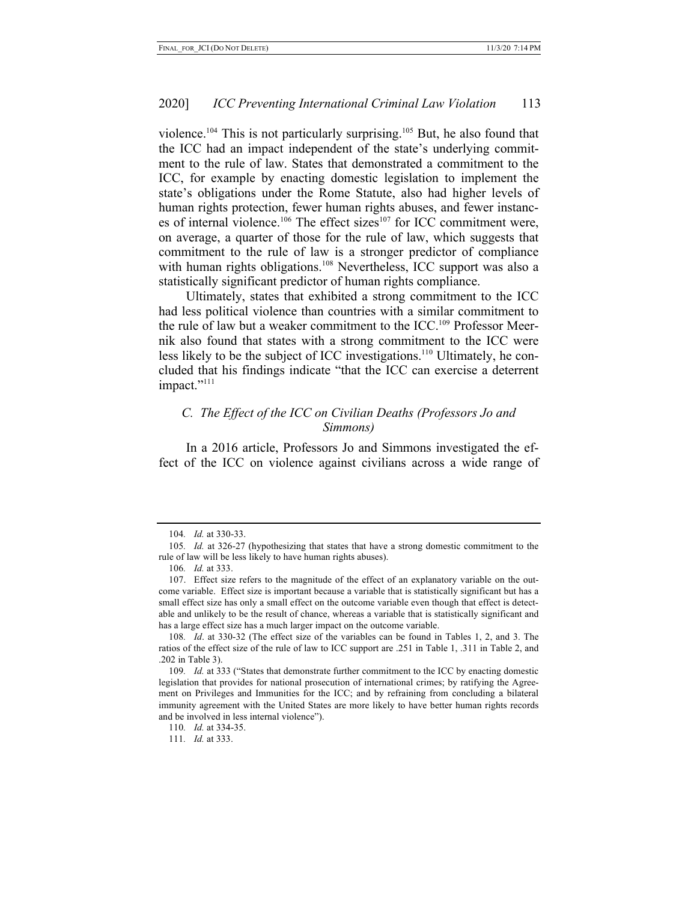violence.[104] This is not particularly surprising.[105] But, he also found that the ICC had an impact independent of the state's underlying commitment to the rule of law. States that demonstrated a commitment to the ICC, for example by enacting domestic legislation to implement the state's obligations under the Rome Statute, also had higher levels of human rights protection, fewer human rights abuses, and fewer instances of internal violence.[106] The effect sizes[107] for ICC commitment were, on average, a quarter of those for the rule of law, which suggests that commitment to the rule of law is a stronger predictor of compliance with human rights obligations.[108] Nevertheless, ICC support was also a statistically significant predictor of human rights compliance.

Ultimately, states that exhibited a strong commitment to the ICC had less political violence than countries with a similar commitment to the rule of law but a weaker commitment to the ICC.[109] Professor Meernik also found that states with a strong commitment to the ICC were less likely to be the subject of ICC investigations.[110] Ultimately, he concluded that his findings indicate "that the ICC can exercise a deterrent impact."[111]

### *C. The Effect of the ICC on Civilian Deaths (Professors Jo and Simmons)*

In a 2016 article, Professors Jo and Simmons investigated the effect of the ICC on violence against civilians across a wide range of

---

104. *Id.* at 330-33.

105. *Id.* at 326-27 (hypothesizing that states that have a strong domestic commitment to the rule of law will be less likely to have human rights abuses).

106. *Id.* at 333.

107. Effect size refers to the magnitude of the effect of an explanatory variable on the outcome variable. Effect size is important because a variable that is statistically significant but has a small effect size has only a small effect on the outcome variable even though that effect is detectable and unlikely to be the result of chance, whereas a variable that is statistically significant and has a large effect size has a much larger impact on the outcome variable.

108. *Id*. at 330-32 (The effect size of the variables can be found in Tables 1, 2, and 3. The ratios of the effect size of the rule of law to ICC support are .251 in Table 1, .311 in Table 2, and .202 in Table 3).

109. *Id.* at 333 ("States that demonstrate further commitment to the ICC by enacting domestic legislation that provides for national prosecution of international crimes; by ratifying the Agreement on Privileges and Immunities for the ICC; and by refraining from concluding a bilateral immunity agreement with the United States are more likely to have better human rights records and be involved in less internal violence").

110. *Id.* at 334-35.

111. *Id.* at 333.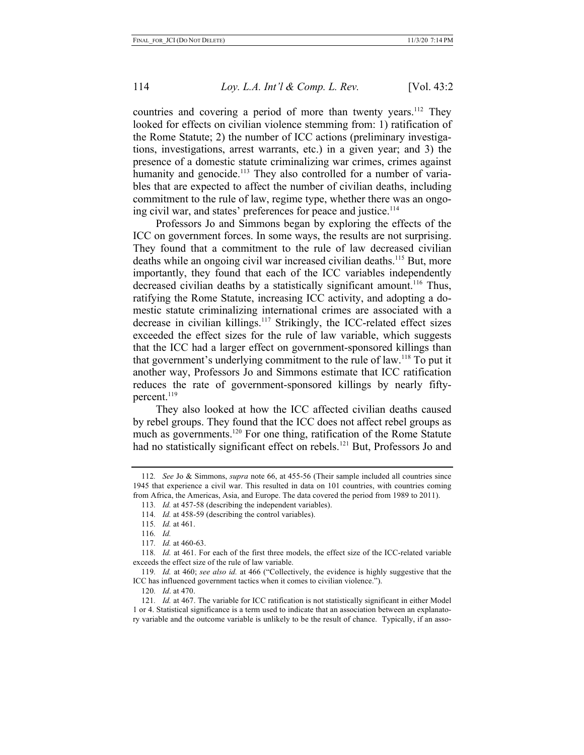countries and covering a period of more than twenty years.[112] They looked for effects on civilian violence stemming from: 1) ratification of the Rome Statute; 2) the number of ICC actions (preliminary investigations, investigations, arrest warrants, etc.) in a given year; and 3) the presence of a domestic statute criminalizing war crimes, crimes against humanity and genocide.[113] They also controlled for a number of variables that are expected to affect the number of civilian deaths, including commitment to the rule of law, regime type, whether there was an ongoing civil war, and states' preferences for peace and justice.[114]

Professors Jo and Simmons began by exploring the effects of the ICC on government forces. In some ways, the results are not surprising. They found that a commitment to the rule of law decreased civilian deaths while an ongoing civil war increased civilian deaths.[115] But, more importantly, they found that each of the ICC variables independently decreased civilian deaths by a statistically significant amount.[116] Thus, ratifying the Rome Statute, increasing ICC activity, and adopting a domestic statute criminalizing international crimes are associated with a decrease in civilian killings.[117] Strikingly, the ICC-related effect sizes exceeded the effect sizes for the rule of law variable, which suggests that the ICC had a larger effect on government-sponsored killings than that government's underlying commitment to the rule of law.[118] To put it another way, Professors Jo and Simmons estimate that ICC ratification reduces the rate of government-sponsored killings by nearly fifty-percent.[119]

They also looked at how the ICC affected civilian deaths caused by rebel groups. They found that the ICC does not affect rebel groups as much as governments.[120] For one thing, ratification of the Rome Statute had no statistically significant effect on rebels.[121] But, Professors Jo and

---

112. *See* Jo & Simmons, *supra* note 66, at 455-56 (Their sample included all countries since 1945 that experience a civil war. This resulted in data on 101 countries, with countries coming from Africa, the Americas, Asia, and Europe. The data covered the period from 1989 to 2011).

113. *Id.* at 457-58 (describing the independent variables).

114. *Id.* at 458-59 (describing the control variables).

115. *Id.* at 461.

116. *Id.*

117. *Id.* at 460-63.

118. *Id.* at 461. For each of the first three models, the effect size of the ICC-related variable exceeds the effect size of the rule of law variable.

119. *Id.* at 460; *see also id.* at 466 ("Collectively, the evidence is highly suggestive that the ICC has influenced government tactics when it comes to civilian violence.").

120. *Id*. at 470.

121. *Id.* at 467. The variable for ICC ratification is not statistically significant in either Model 1 or 4. Statistical significance is a term used to indicate that an association between an explanatory variable and the outcome variable is unlikely to be the result of chance. Typically, if an asso-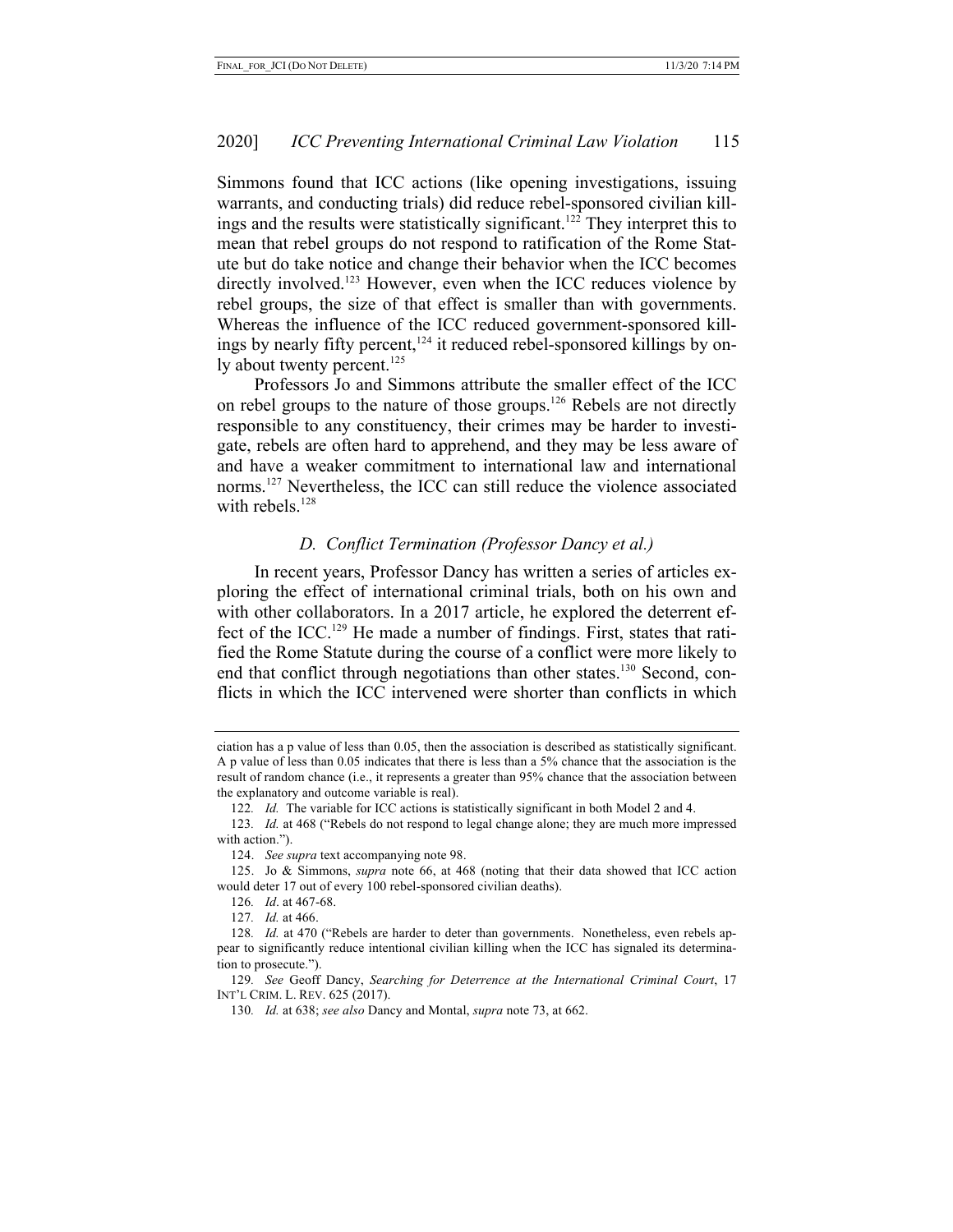Simmons found that ICC actions (like opening investigations, issuing warrants, and conducting trials) did reduce rebel-sponsored civilian killings and the results were statistically significant.[122] They interpret this to mean that rebel groups do not respond to ratification of the Rome Statute but do take notice and change their behavior when the ICC becomes directly involved.[123] However, even when the ICC reduces violence by rebel groups, the size of that effect is smaller than with governments. Whereas the influence of the ICC reduced government-sponsored killings by nearly fifty percent,[124] it reduced rebel-sponsored killings by only about twenty percent.[125]

Professors Jo and Simmons attribute the smaller effect of the ICC on rebel groups to the nature of those groups.[126] Rebels are not directly responsible to any constituency, their crimes may be harder to investigate, rebels are often hard to apprehend, and they may be less aware of and have a weaker commitment to international law and international norms.[127] Nevertheless, the ICC can still reduce the violence associated with rebels.[128]

### *D. Conflict Termination (Professor Dancy et al.)*

In recent years, Professor Dancy has written a series of articles exploring the effect of international criminal trials, both on his own and with other collaborators. In a 2017 article, he explored the deterrent effect of the ICC.[129] He made a number of findings. First, states that ratified the Rome Statute during the course of a conflict were more likely to end that conflict through negotiations than other states.[130] Second, conflicts in which the ICC intervened were shorter than conflicts in which

---

ciation has a p value of less than 0.05, then the association is described as statistically significant. A p value of less than 0.05 indicates that there is less than a 5% chance that the association is the result of random chance (i.e., it represents a greater than 95% chance that the association between the explanatory and outcome variable is real).

122. *Id.* The variable for ICC actions is statistically significant in both Model 2 and 4.

123. *Id.* at 468 ("Rebels do not respond to legal change alone; they are much more impressed with action.").

124. *See supra* text accompanying note 98.

125. Jo & Simmons, *supra* note 66, at 468 (noting that their data showed that ICC action would deter 17 out of every 100 rebel-sponsored civilian deaths).

126. *Id*. at 467-68.

127. *Id.* at 466.

128. *Id.* at 470 ("Rebels are harder to deter than governments. Nonetheless, even rebels appear to significantly reduce intentional civilian killing when the ICC has signaled its determination to prosecute.").

129. *See* Geoff Dancy, *Searching for Deterrence at the International Criminal Court*, 17 INT'L CRIM. L. REV. 625 (2017).

130. *Id.* at 638; *see also* Dancy and Montal, *supra* note 73, at 662.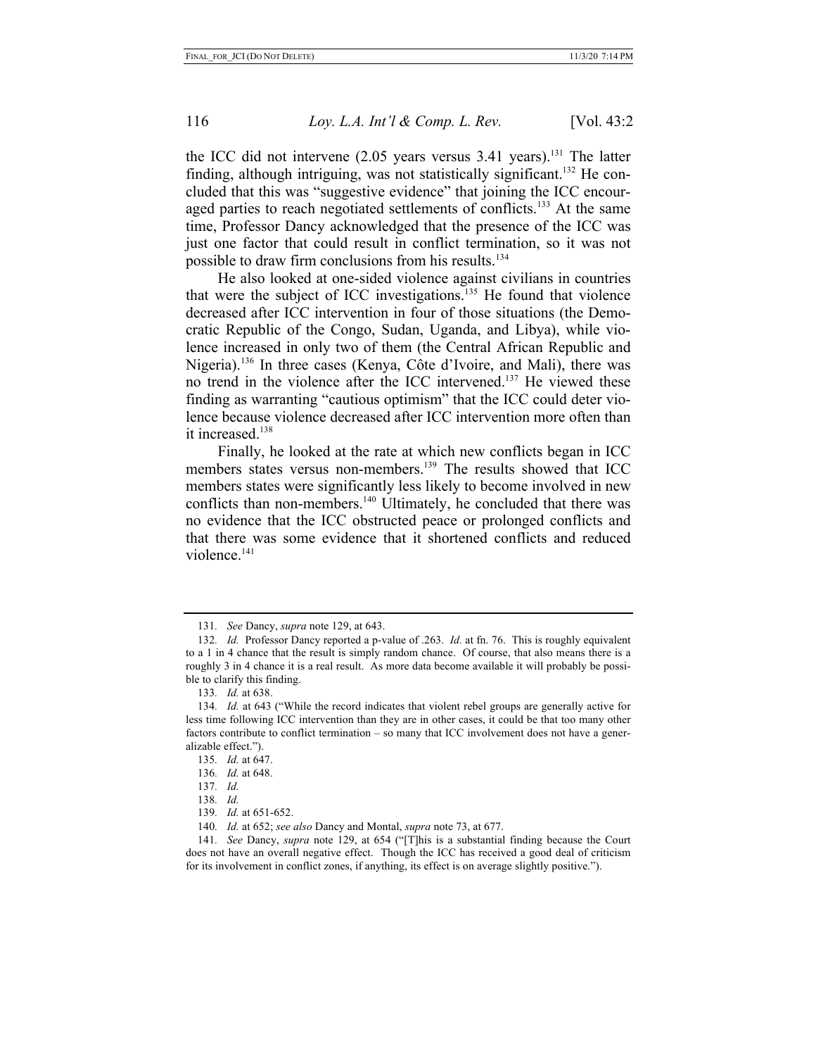the ICC did not intervene (2.05 years versus 3.41 years).[131] The latter finding, although intriguing, was not statistically significant.[132] He concluded that this was "suggestive evidence" that joining the ICC encouraged parties to reach negotiated settlements of conflicts.[133] At the same time, Professor Dancy acknowledged that the presence of the ICC was just one factor that could result in conflict termination, so it was not possible to draw firm conclusions from his results.[134]

He also looked at one-sided violence against civilians in countries that were the subject of ICC investigations.[135] He found that violence decreased after ICC intervention in four of those situations (the Democratic Republic of the Congo, Sudan, Uganda, and Libya), while violence increased in only two of them (the Central African Republic and Nigeria).[136] In three cases (Kenya, Côte d'Ivoire, and Mali), there was no trend in the violence after the ICC intervened.[137] He viewed these finding as warranting "cautious optimism" that the ICC could deter violence because violence decreased after ICC intervention more often than it increased.[138]

Finally, he looked at the rate at which new conflicts began in ICC members states versus non-members.[139] The results showed that ICC members states were significantly less likely to become involved in new conflicts than non-members.[140] Ultimately, he concluded that there was no evidence that the ICC obstructed peace or prolonged conflicts and that there was some evidence that it shortened conflicts and reduced violence.[141]

---

131. *See* Dancy, *supra* note 129, at 643.

132. *Id.* Professor Dancy reported a p-value of .263. *Id.* at fn. 76. This is roughly equivalent to a 1 in 4 chance that the result is simply random chance. Of course, that also means there is a roughly 3 in 4 chance it is a real result. As more data become available it will probably be possible to clarify this finding.

133. *Id.* at 638.

134. *Id.* at 643 ("While the record indicates that violent rebel groups are generally active for less time following ICC intervention than they are in other cases, it could be that too many other factors contribute to conflict termination – so many that ICC involvement does not have a generalizable effect.").

135. *Id.* at 647.

136. *Id.* at 648.

137. *Id.*

138. *Id.*

139. *Id.* at 651-652.

140. *Id.* at 652; *see also* Dancy and Montal, *supra* note 73, at 677.

141. *See* Dancy, *supra* note 129, at 654 ("[T]his is a substantial finding because the Court does not have an overall negative effect. Though the ICC has received a good deal of criticism for its involvement in conflict zones, if anything, its effect is on average slightly positive.").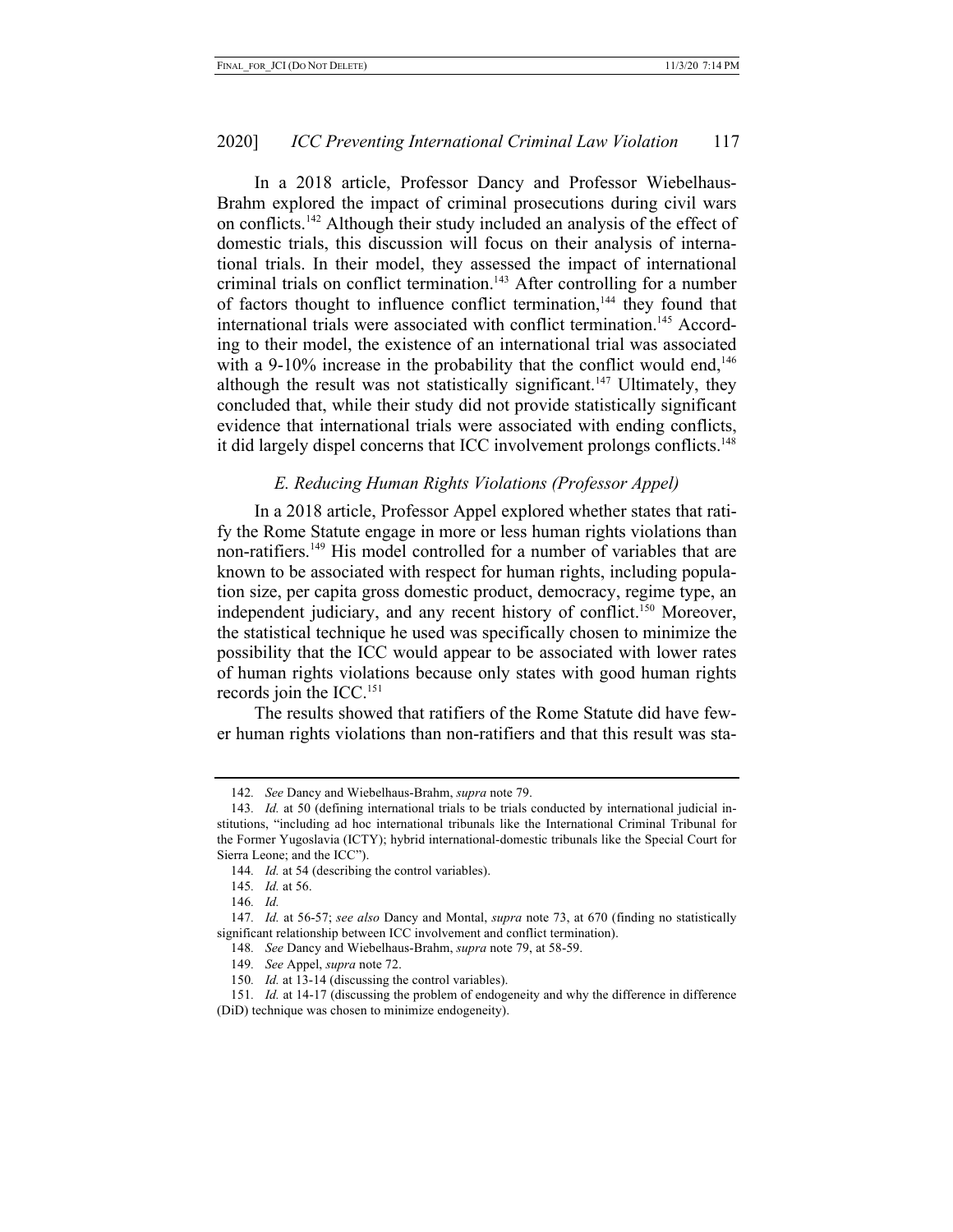In a 2018 article, Professor Dancy and Professor Wiebelhaus-Brahm explored the impact of criminal prosecutions during civil wars on conflicts.[142] Although their study included an analysis of the effect of domestic trials, this discussion will focus on their analysis of international trials. In their model, they assessed the impact of international criminal trials on conflict termination.[143] After controlling for a number of factors thought to influence conflict termination,[144] they found that international trials were associated with conflict termination.[145] According to their model, the existence of an international trial was associated with a 9-10% increase in the probability that the conflict would end,[146] although the result was not statistically significant.[147] Ultimately, they concluded that, while their study did not provide statistically significant evidence that international trials were associated with ending conflicts, it did largely dispel concerns that ICC involvement prolongs conflicts.[148]

### *E. Reducing Human Rights Violations (Professor Appel)*

In a 2018 article, Professor Appel explored whether states that ratify the Rome Statute engage in more or less human rights violations than non-ratifiers.[149] His model controlled for a number of variables that are known to be associated with respect for human rights, including population size, per capita gross domestic product, democracy, regime type, an independent judiciary, and any recent history of conflict.[150] Moreover, the statistical technique he used was specifically chosen to minimize the possibility that the ICC would appear to be associated with lower rates of human rights violations because only states with good human rights records join the ICC.[151]

The results showed that ratifiers of the Rome Statute did have fewer human rights violations than non-ratifiers and that this result was sta-

---

142. *See* Dancy and Wiebelhaus-Brahm, *supra* note 79.

143. *Id.* at 50 (defining international trials to be trials conducted by international judicial institutions, "including ad hoc international tribunals like the International Criminal Tribunal for the Former Yugoslavia (ICTY); hybrid international-domestic tribunals like the Special Court for Sierra Leone; and the ICC").

144. *Id.* at 54 (describing the control variables).

145. *Id.* at 56.

146. *Id.*

147. *Id.* at 56-57; *see also* Dancy and Montal, *supra* note 73, at 670 (finding no statistically significant relationship between ICC involvement and conflict termination).

148. *See* Dancy and Wiebelhaus-Brahm, *supra* note 79, at 58-59.

149. *See* Appel, *supra* note 72.

150. *Id.* at 13-14 (discussing the control variables).

151. *Id.* at 14-17 (discussing the problem of endogeneity and why the difference in difference (DiD) technique was chosen to minimize endogeneity).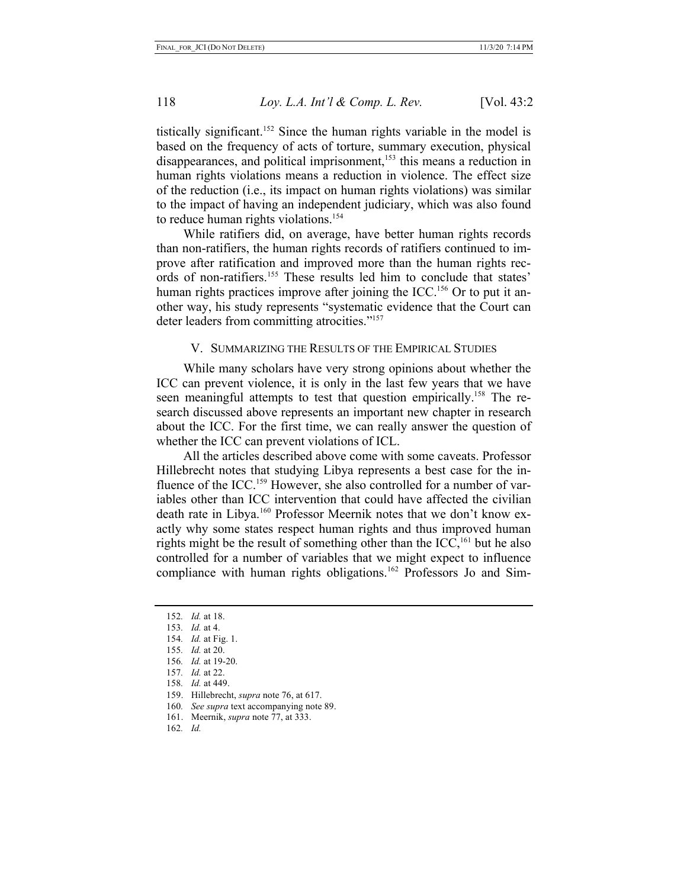tistically significant.[152] Since the human rights variable in the model is based on the frequency of acts of torture, summary execution, physical disappearances, and political imprisonment,[153] this means a reduction in human rights violations means a reduction in violence. The effect size of the reduction (i.e., its impact on human rights violations) was similar to the impact of having an independent judiciary, which was also found to reduce human rights violations.[154]

While ratifiers did, on average, have better human rights records than non-ratifiers, the human rights records of ratifiers continued to improve after ratification and improved more than the human rights records of non-ratifiers.[155] These results led him to conclude that states' human rights practices improve after joining the ICC.[156] Or to put it another way, his study represents "systematic evidence that the Court can deter leaders from committing atrocities."[157]

## V. Summarizing the Results of the Empirical Studies

While many scholars have very strong opinions about whether the ICC can prevent violence, it is only in the last few years that we have seen meaningful attempts to test that question empirically.[158] The research discussed above represents an important new chapter in research about the ICC. For the first time, we can really answer the question of whether the ICC can prevent violations of ICL.

All the articles described above come with some caveats. Professor Hillebrecht notes that studying Libya represents a best case for the influence of the ICC.[159] However, she also controlled for a number of variables other than ICC intervention that could have affected the civilian death rate in Libya.[160] Professor Meernik notes that we don't know exactly why some states respect human rights and thus improved human rights might be the result of something other than the ICC,[161] but he also controlled for a number of variables that we might expect to influence compliance with human rights obligations.[162] Professors Jo and Sim-

---

152. *Id.* at 18.
153. *Id.* at 4.
154. *Id.* at Fig. 1.
155. *Id.* at 20.
156. *Id.* at 19-20.
157. *Id.* at 22.
158. *Id.* at 449.
159. Hillebrecht, *supra* note 76, at 617.
160. *See supra* text accompanying note 89.
161. Meernik, *supra* note 77, at 333.
162. *Id.*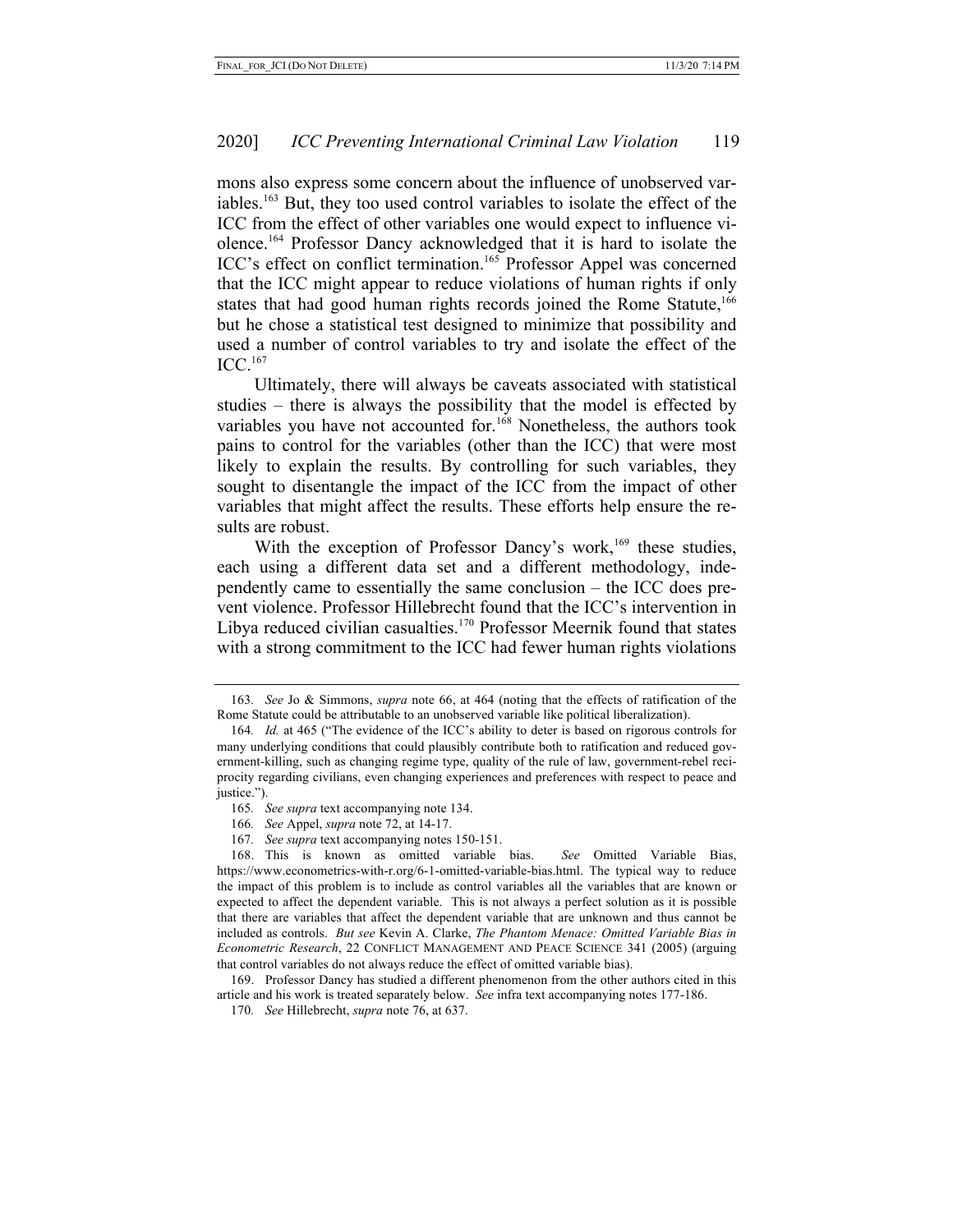mons also express some concern about the influence of unobserved variables.[163] But, they too used control variables to isolate the effect of the ICC from the effect of other variables one would expect to influence violence.[164] Professor Dancy acknowledged that it is hard to isolate the ICC's effect on conflict termination.[165] Professor Appel was concerned that the ICC might appear to reduce violations of human rights if only states that had good human rights records joined the Rome Statute,[166] but he chose a statistical test designed to minimize that possibility and used a number of control variables to try and isolate the effect of the ICC.[167]

Ultimately, there will always be caveats associated with statistical studies – there is always the possibility that the model is effected by variables you have not accounted for.[168] Nonetheless, the authors took pains to control for the variables (other than the ICC) that were most likely to explain the results. By controlling for such variables, they sought to disentangle the impact of the ICC from the impact of other variables that might affect the results. These efforts help ensure the results are robust.

With the exception of Professor Dancy's work,[169] these studies, each using a different data set and a different methodology, independently came to essentially the same conclusion – the ICC does prevent violence. Professor Hillebrecht found that the ICC's intervention in Libya reduced civilian casualties.[170] Professor Meernik found that states with a strong commitment to the ICC had fewer human rights violations

---

163. *See* Jo & Simmons, *supra* note 66, at 464 (noting that the effects of ratification of the Rome Statute could be attributable to an unobserved variable like political liberalization).

164. *Id.* at 465 ("The evidence of the ICC's ability to deter is based on rigorous controls for many underlying conditions that could plausibly contribute both to ratification and reduced government-killing, such as changing regime type, quality of the rule of law, government-rebel reciprocity regarding civilians, even changing experiences and preferences with respect to peace and justice.").

165. *See supra* text accompanying note 134.

166. *See* Appel, *supra* note 72, at 14-17.

167. *See supra* text accompanying notes 150-151.

168. This is known as omitted variable bias. *See* Omitted Variable Bias, https://www.econometrics-with-r.org/6-1-omitted-variable-bias.html. The typical way to reduce the impact of this problem is to include as control variables all the variables that are known or expected to affect the dependent variable. This is not always a perfect solution as it is possible that there are variables that affect the dependent variable that are unknown and thus cannot be included as controls. *But see* Kevin A. Clarke, *The Phantom Menace: Omitted Variable Bias in Econometric Research*, 22 CONFLICT MANAGEMENT AND PEACE SCIENCE 341 (2005) (arguing that control variables do not always reduce the effect of omitted variable bias).

169. Professor Dancy has studied a different phenomenon from the other authors cited in this article and his work is treated separately below. *See* infra text accompanying notes 177-186.

170. *See* Hillebrecht, *supra* note 76, at 637.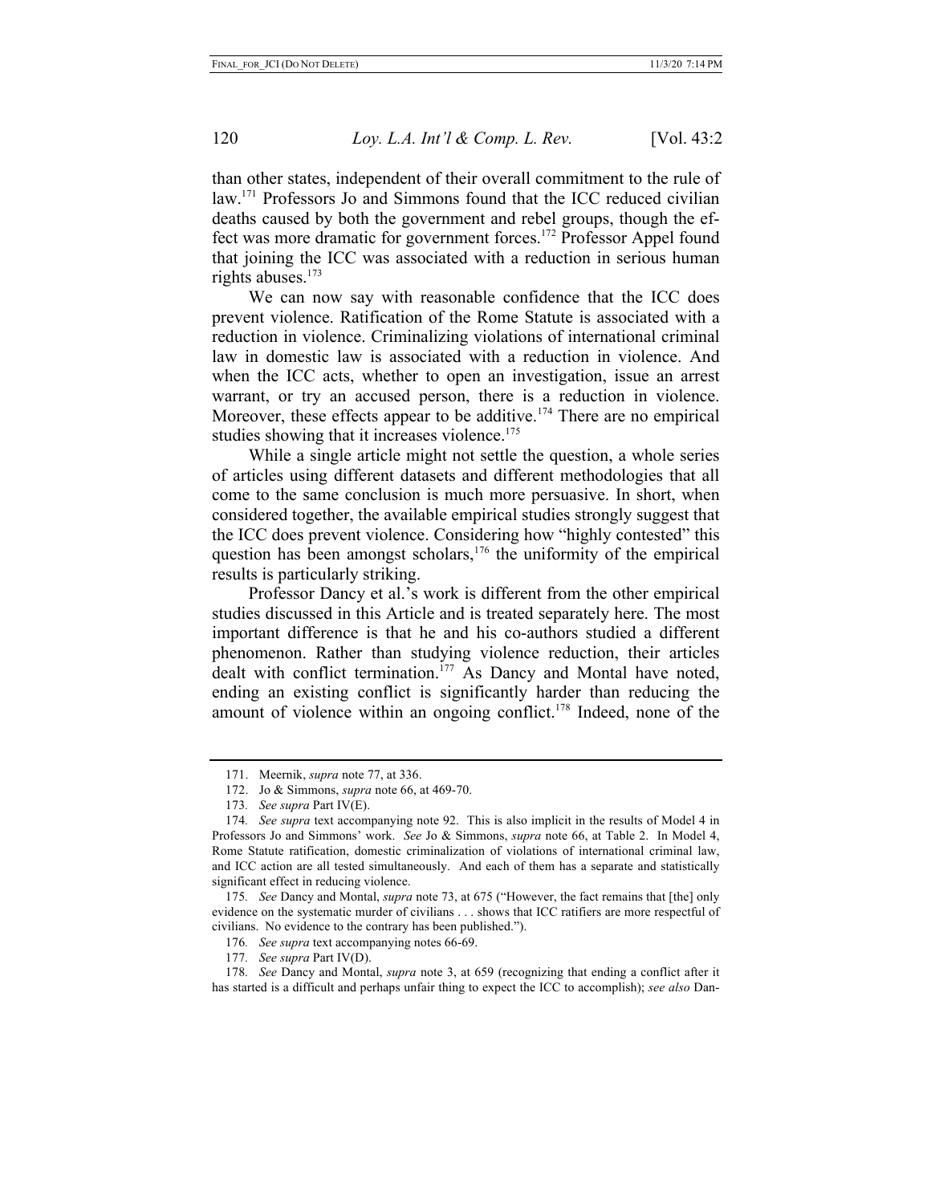than other states, independent of their overall commitment to the rule of law.[171] Professors Jo and Simmons found that the ICC reduced civilian deaths caused by both the government and rebel groups, though the effect was more dramatic for government forces.[172] Professor Appel found that joining the ICC was associated with a reduction in serious human rights abuses.[173]

We can now say with reasonable confidence that the ICC does prevent violence. Ratification of the Rome Statute is associated with a reduction in violence. Criminalizing violations of international criminal law in domestic law is associated with a reduction in violence. And when the ICC acts, whether to open an investigation, issue an arrest warrant, or try an accused person, there is a reduction in violence. Moreover, these effects appear to be additive.[174] There are no empirical studies showing that it increases violence.[175]

While a single article might not settle the question, a whole series of articles using different datasets and different methodologies that all come to the same conclusion is much more persuasive. In short, when considered together, the available empirical studies strongly suggest that the ICC does prevent violence. Considering how "highly contested" this question has been amongst scholars,[176] the uniformity of the empirical results is particularly striking.

Professor Dancy et al.'s work is different from the other empirical studies discussed in this Article and is treated separately here. The most important difference is that he and his co-authors studied a different phenomenon. Rather than studying violence reduction, their articles dealt with conflict termination.[177] As Dancy and Montal have noted, ending an existing conflict is significantly harder than reducing the amount of violence within an ongoing conflict.[178] Indeed, none of the

---

171. Meernik, *supra* note 77, at 336.

172. Jo & Simmons, *supra* note 66, at 469-70.

173. *See supra* Part IV(E).

174. *See supra* text accompanying note 92. This is also implicit in the results of Model 4 in Professors Jo and Simmons' work. *See* Jo & Simmons, *supra* note 66, at Table 2. In Model 4, Rome Statute ratification, domestic criminalization of violations of international criminal law, and ICC action are all tested simultaneously. And each of them has a separate and statistically significant effect in reducing violence.

175. *See* Dancy and Montal, *supra* note 73, at 675 ("However, the fact remains that [the] only evidence on the systematic murder of civilians . . . shows that ICC ratifiers are more respectful of civilians. No evidence to the contrary has been published.").

176. *See supra* text accompanying notes 66-69.

177. *See supra* Part IV(D).

178. *See* Dancy and Montal, *supra* note 3, at 659 (recognizing that ending a conflict after it has started is a difficult and perhaps unfair thing to expect the ICC to accomplish); *see also* Dan-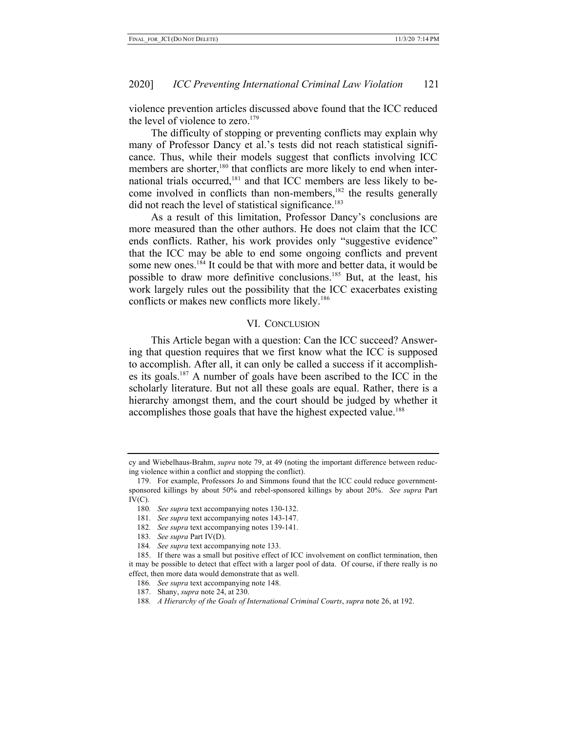violence prevention articles discussed above found that the ICC reduced the level of violence to zero.[179]

The difficulty of stopping or preventing conflicts may explain why many of Professor Dancy et al.'s tests did not reach statistical significance. Thus, while their models suggest that conflicts involving ICC members are shorter,[180] that conflicts are more likely to end when international trials occurred,[181] and that ICC members are less likely to become involved in conflicts than non-members,[182] the results generally did not reach the level of statistical significance.[183]

As a result of this limitation, Professor Dancy's conclusions are more measured than the other authors. He does not claim that the ICC ends conflicts. Rather, his work provides only "suggestive evidence" that the ICC may be able to end some ongoing conflicts and prevent some new ones.[184] It could be that with more and better data, it would be possible to draw more definitive conclusions.[185] But, at the least, his work largely rules out the possibility that the ICC exacerbates existing conflicts or makes new conflicts more likely.[186]

## VI. Conclusion

This Article began with a question: Can the ICC succeed? Answering that question requires that we first know what the ICC is supposed to accomplish. After all, it can only be called a success if it accomplishes its goals.[187] A number of goals have been ascribed to the ICC in the scholarly literature. But not all these goals are equal. Rather, there is a hierarchy amongst them, and the court should be judged by whether it accomplishes those goals that have the highest expected value.[188]

---

cy and Wiebelhaus-Brahm, *supra* note 79, at 49 (noting the important difference between reducing violence within a conflict and stopping the conflict).

179. For example, Professors Jo and Simmons found that the ICC could reduce government-sponsored killings by about 50% and rebel-sponsored killings by about 20%. *See supra* Part IV(C).

180. *See supra* text accompanying notes 130-132.

181. *See supra* text accompanying notes 143-147.

182. *See supra* text accompanying notes 139-141.

183. *See supra* Part IV(D).

184. *See supra* text accompanying note 133.

185. If there was a small but positive effect of ICC involvement on conflict termination, then it may be possible to detect that effect with a larger pool of data. Of course, if there really is no effect, then more data would demonstrate that as well.

186. *See supra* text accompanying note 148.

187. Shany, *supra* note 24, at 230.

188. *A Hierarchy of the Goals of International Criminal Courts*, *supra* note 26, at 192.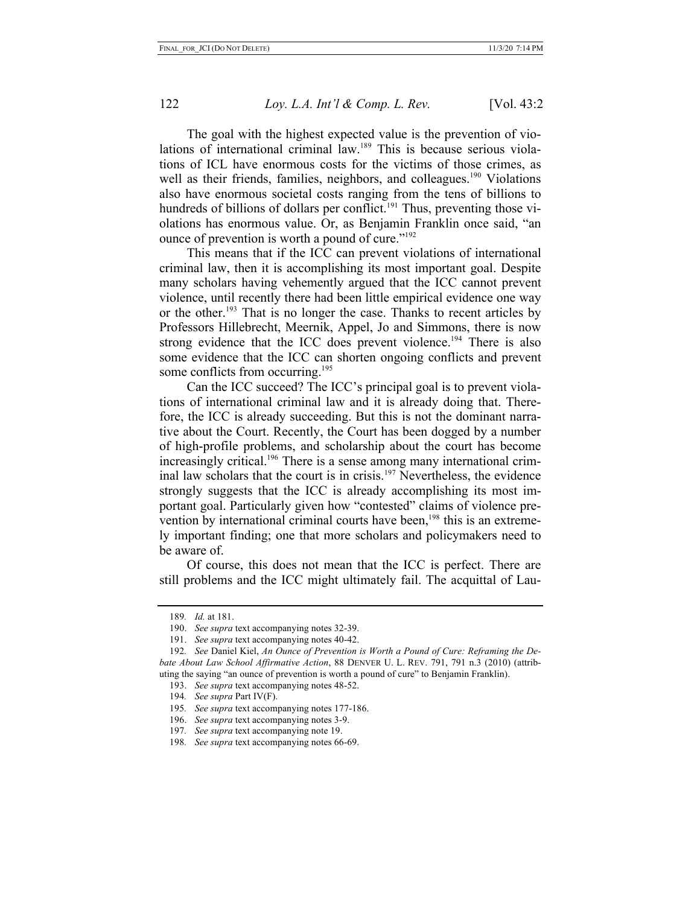The goal with the highest expected value is the prevention of violations of international criminal law.[189] This is because serious violations of ICL have enormous costs for the victims of those crimes, as well as their friends, families, neighbors, and colleagues.[190] Violations also have enormous societal costs ranging from the tens of billions to hundreds of billions of dollars per conflict.[191] Thus, preventing those violations has enormous value. Or, as Benjamin Franklin once said, "an ounce of prevention is worth a pound of cure."[192]

This means that if the ICC can prevent violations of international criminal law, then it is accomplishing its most important goal. Despite many scholars having vehemently argued that the ICC cannot prevent violence, until recently there had been little empirical evidence one way or the other.[193] That is no longer the case. Thanks to recent articles by Professors Hillebrecht, Meernik, Appel, Jo and Simmons, there is now strong evidence that the ICC does prevent violence.[194] There is also some evidence that the ICC can shorten ongoing conflicts and prevent some conflicts from occurring.[195]

Can the ICC succeed? The ICC's principal goal is to prevent violations of international criminal law and it is already doing that. Therefore, the ICC is already succeeding. But this is not the dominant narrative about the Court. Recently, the Court has been dogged by a number of high-profile problems, and scholarship about the court has become increasingly critical.[196] There is a sense among many international criminal law scholars that the court is in crisis.[197] Nevertheless, the evidence strongly suggests that the ICC is already accomplishing its most important goal. Particularly given how "contested" claims of violence prevention by international criminal courts have been,[198] this is an extremely important finding; one that more scholars and policymakers need to be aware of.

Of course, this does not mean that the ICC is perfect. There are still problems and the ICC might ultimately fail. The acquittal of Lau-

---

189. *Id.* at 181.

190. *See supra* text accompanying notes 32-39.

191. *See supra* text accompanying notes 40-42.

192. *See* Daniel Kiel, *An Ounce of Prevention is Worth a Pound of Cure: Reframing the Debate About Law School Affirmative Action*, 88 DENVER U. L. REV. 791, 791 n.3 (2010) (attributing the saying "an ounce of prevention is worth a pound of cure" to Benjamin Franklin).

193. *See supra* text accompanying notes 48-52.

194. *See supra* Part IV(F).

195. *See supra* text accompanying notes 177-186.

196. *See supra* text accompanying notes 3-9.

197. *See supra* text accompanying note 19.

198. *See supra* text accompanying notes 66-69.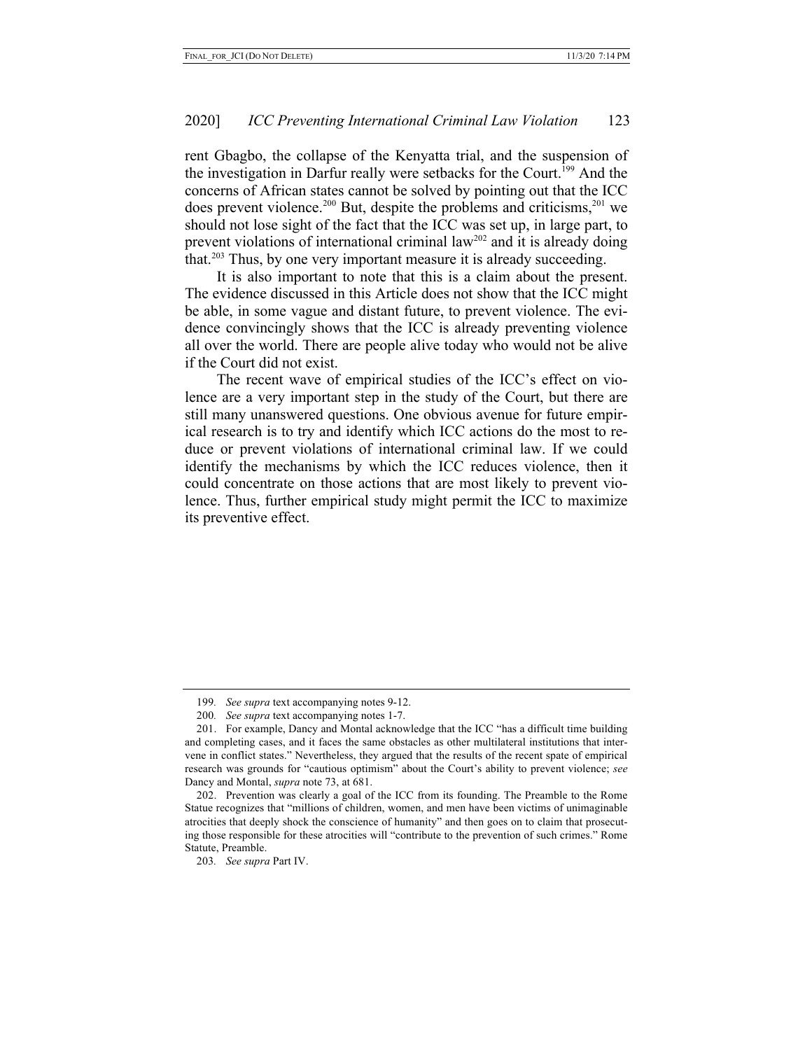rent Gbagbo, the collapse of the Kenyatta trial, and the suspension of the investigation in Darfur really were setbacks for the Court.[199] And the concerns of African states cannot be solved by pointing out that the ICC does prevent violence.[200] But, despite the problems and criticisms,[201] we should not lose sight of the fact that the ICC was set up, in large part, to prevent violations of international criminal law[202] and it is already doing that.[203] Thus, by one very important measure it is already succeeding.

It is also important to note that this is a claim about the present. The evidence discussed in this Article does not show that the ICC might be able, in some vague and distant future, to prevent violence. The evidence convincingly shows that the ICC is already preventing violence all over the world. There are people alive today who would not be alive if the Court did not exist.

The recent wave of empirical studies of the ICC's effect on violence are a very important step in the study of the Court, but there are still many unanswered questions. One obvious avenue for future empirical research is to try and identify which ICC actions do the most to reduce or prevent violations of international criminal law. If we could identify the mechanisms by which the ICC reduces violence, then it could concentrate on those actions that are most likely to prevent violence. Thus, further empirical study might permit the ICC to maximize its preventive effect.

---

199. *See supra* text accompanying notes 9-12.

200. *See supra* text accompanying notes 1-7.

201. For example, Dancy and Montal acknowledge that the ICC "has a difficult time building and completing cases, and it faces the same obstacles as other multilateral institutions that intervene in conflict states." Nevertheless, they argued that the results of the recent spate of empirical research was grounds for "cautious optimism" about the Court's ability to prevent violence; *see* Dancy and Montal, *supra* note 73, at 681.

202. Prevention was clearly a goal of the ICC from its founding. The Preamble to the Rome Statue recognizes that "millions of children, women, and men have been victims of unimaginable atrocities that deeply shock the conscience of humanity" and then goes on to claim that prosecuting those responsible for these atrocities will "contribute to the prevention of such crimes." Rome Statute, Preamble.

203. *See supra* Part IV.